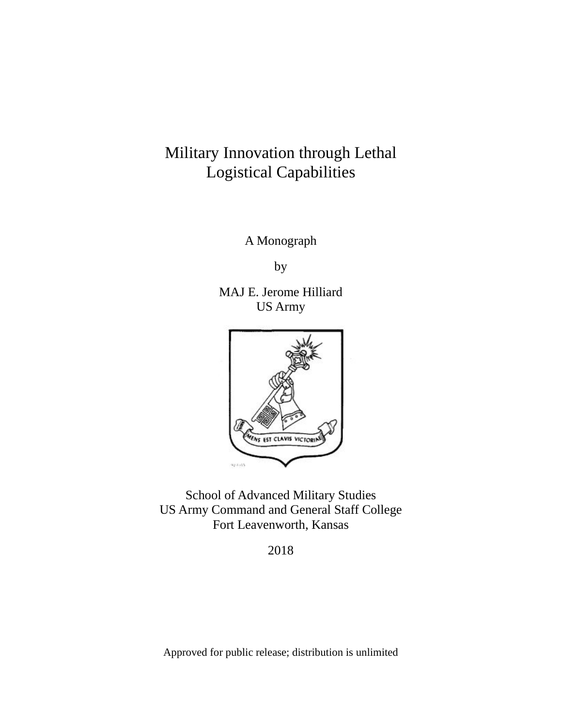# Military Innovation through Lethal Logistical Capabilities

A Monograph

by

MAJ E. Jerome Hilliard
US Army

School of Advanced Military Studies
US Army Command and General Staff College
Fort Leavenworth, Kansas

2018

Approved for public release; distribution is unlimited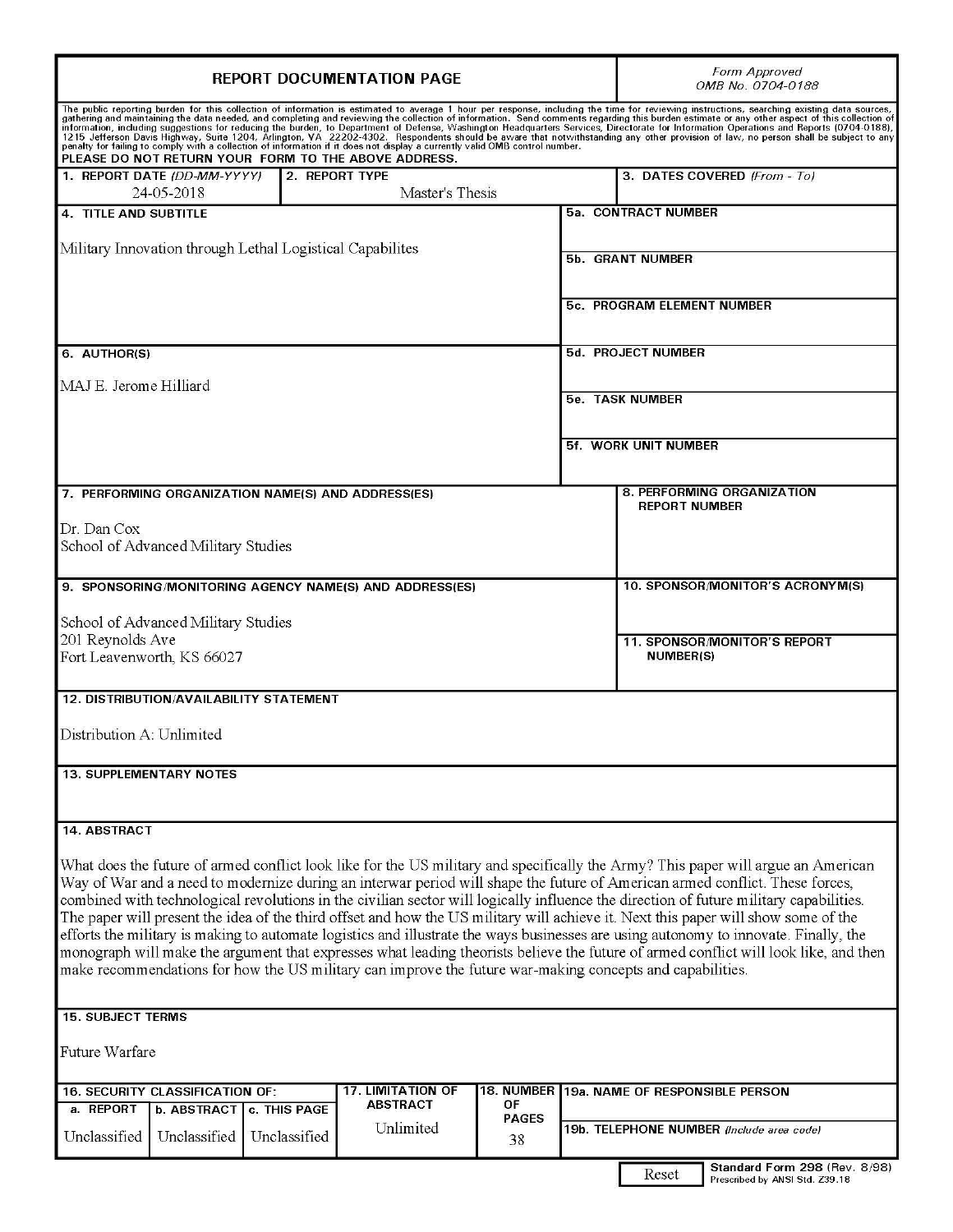# REPORT DOCUMENTATION PAGE

*Form Approved OMB No. 0704-0188*

The public reporting burden for this collection of information is estimated to average 1 hour per response, including the time for reviewing instructions, searching existing data sources, gathering and maintaining the data needed, and completing and reviewing the collection of information. Send comments regarding this burden estimate or any other aspect of this collection of information, including suggestions for reducing the burden, to Department of Defense, Washington Headquarters Services, Directorate for Information Operations and Reports (0704-0188), 1215 Jefferson Davis Highway, Suite 1204, Arlington, VA 22202-4302. Respondents should be aware that notwithstanding any other provision of law, no person shall be subject to any penalty for failing to comply with a collection of information if it does not display a currently valid OMB control number.

**PLEASE DO NOT RETURN YOUR FORM TO THE ABOVE ADDRESS.**

| 1. REPORT DATE (DD-MM-YYYY) | 2. REPORT TYPE | 3. DATES COVERED (From - To) |
|---|---|---|
| 24-05-2018 | Master's Thesis | |

**4. TITLE AND SUBTITLE**

Military Innovation through Lethal Logistical Capabilites

**5a. CONTRACT NUMBER**

**5b. GRANT NUMBER**

**5c. PROGRAM ELEMENT NUMBER**

**5d. PROJECT NUMBER**

**5e. TASK NUMBER**

**5f. WORK UNIT NUMBER**

**6. AUTHOR(S)**

MAJ E. Jerome Hilliard

**7. PERFORMING ORGANIZATION NAME(S) AND ADDRESS(ES)**

Dr. Dan Cox
School of Advanced Military Studies

**8. PERFORMING ORGANIZATION REPORT NUMBER**

**9. SPONSORING/MONITORING AGENCY NAME(S) AND ADDRESS(ES)**

School of Advanced Military Studies
201 Reynolds Ave
Fort Leavenworth, KS 66027

**10. SPONSOR/MONITOR'S ACRONYM(S)**

**11. SPONSOR/MONITOR'S REPORT NUMBER(S)**

**12. DISTRIBUTION/AVAILABILITY STATEMENT**

Distribution A: Unlimited

**13. SUPPLEMENTARY NOTES**

**14. ABSTRACT**

What does the future of armed conflict look like for the US military and specifically the Army? This paper will argue an American Way of War and a need to modernize during an interwar period will shape the future of American armed conflict. These forces, combined with technological revolutions in the civilian sector will logically influence the direction of future military capabilities. The paper will present the idea of the third offset and how the US military will achieve it. Next this paper will show some of the efforts the military is making to automate logistics and illustrate the ways businesses are using autonomy to innovate. Finally, the monograph will make the argument that expresses what leading theorists believe the future of armed conflict will look like, and then make recommendations for how the US military can improve the future war-making concepts and capabilities.

**15. SUBJECT TERMS**

Future Warfare

| 16. SECURITY CLASSIFICATION OF: | | | 17. LIMITATION OF ABSTRACT | 18. NUMBER OF PAGES | 19a. NAME OF RESPONSIBLE PERSON |
|---|---|---|---|---|---|
| a. REPORT | b. ABSTRACT | c. THIS PAGE | | | |
| Unclassified | Unclassified | Unclassified | Unlimited | 38 | 19b. TELEPHONE NUMBER (Include area code) |

Reset

**Standard Form 298** (Rev. 8/98)
Prescribed by ANSI Std. Z39.18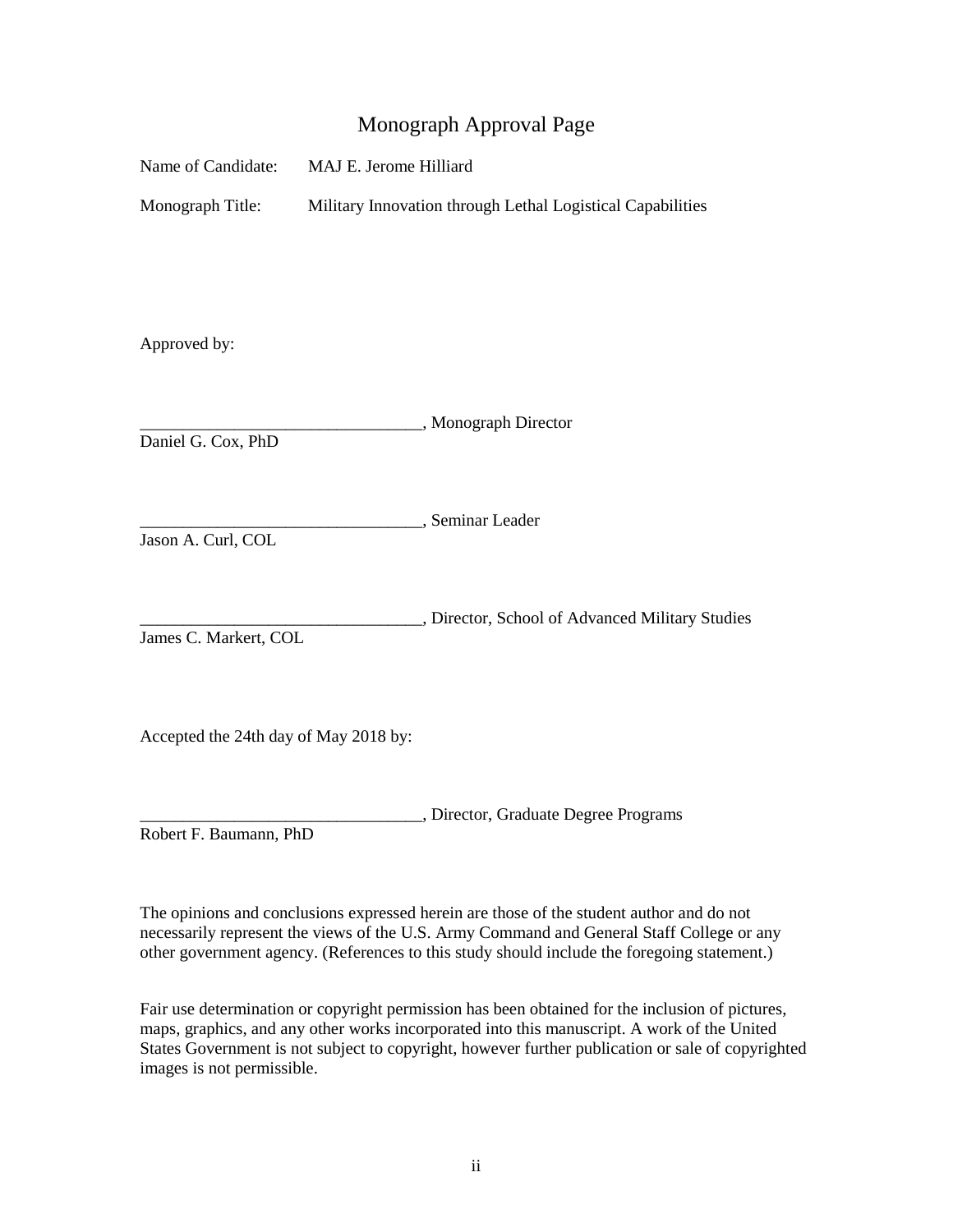# Monograph Approval Page

Name of Candidate: MAJ E. Jerome Hilliard

Monograph Title: Military Innovation through Lethal Logistical Capabilities

Approved by:

__________________________________, Monograph Director
Daniel G. Cox, PhD

__________________________________, Seminar Leader
Jason A. Curl, COL

__________________________________, Director, School of Advanced Military Studies
James C. Markert, COL

Accepted the 24th day of May 2018 by:

__________________________________, Director, Graduate Degree Programs
Robert F. Baumann, PhD

The opinions and conclusions expressed herein are those of the student author and do not necessarily represent the views of the U.S. Army Command and General Staff College or any other government agency. (References to this study should include the foregoing statement.)

Fair use determination or copyright permission has been obtained for the inclusion of pictures, maps, graphics, and any other works incorporated into this manuscript. A work of the United States Government is not subject to copyright, however further publication or sale of copyrighted images is not permissible.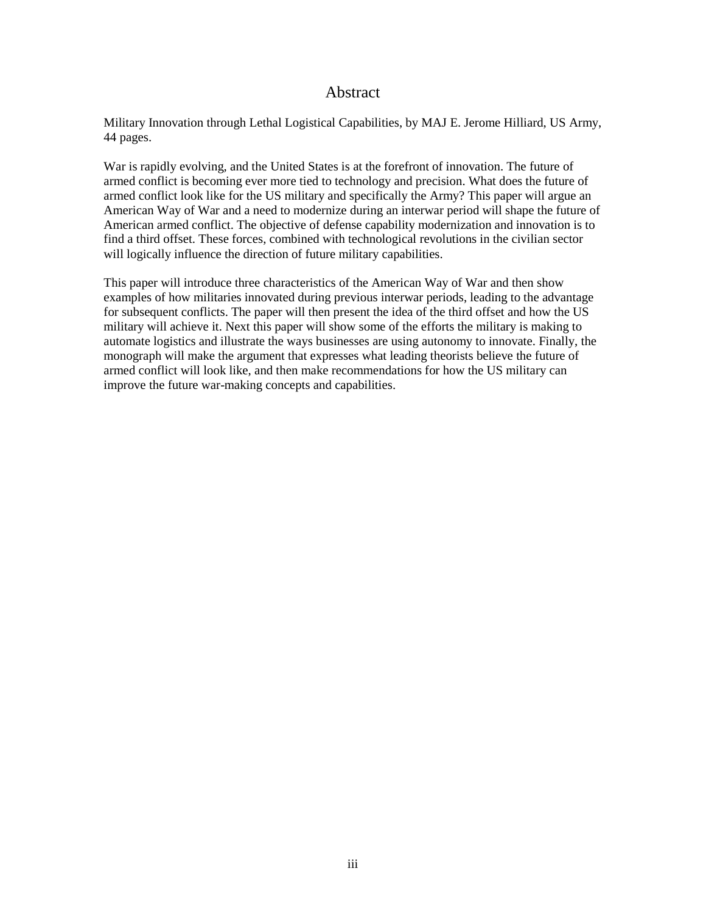# Abstract

Military Innovation through Lethal Logistical Capabilities, by MAJ E. Jerome Hilliard, US Army, 44 pages.

War is rapidly evolving, and the United States is at the forefront of innovation. The future of armed conflict is becoming ever more tied to technology and precision. What does the future of armed conflict look like for the US military and specifically the Army? This paper will argue an American Way of War and a need to modernize during an interwar period will shape the future of American armed conflict. The objective of defense capability modernization and innovation is to find a third offset. These forces, combined with technological revolutions in the civilian sector will logically influence the direction of future military capabilities.

This paper will introduce three characteristics of the American Way of War and then show examples of how militaries innovated during previous interwar periods, leading to the advantage for subsequent conflicts. The paper will then present the idea of the third offset and how the US military will achieve it. Next this paper will show some of the efforts the military is making to automate logistics and illustrate the ways businesses are using autonomy to innovate. Finally, the monograph will make the argument that expresses what leading theorists believe the future of armed conflict will look like, and then make recommendations for how the US military can improve the future war-making concepts and capabilities.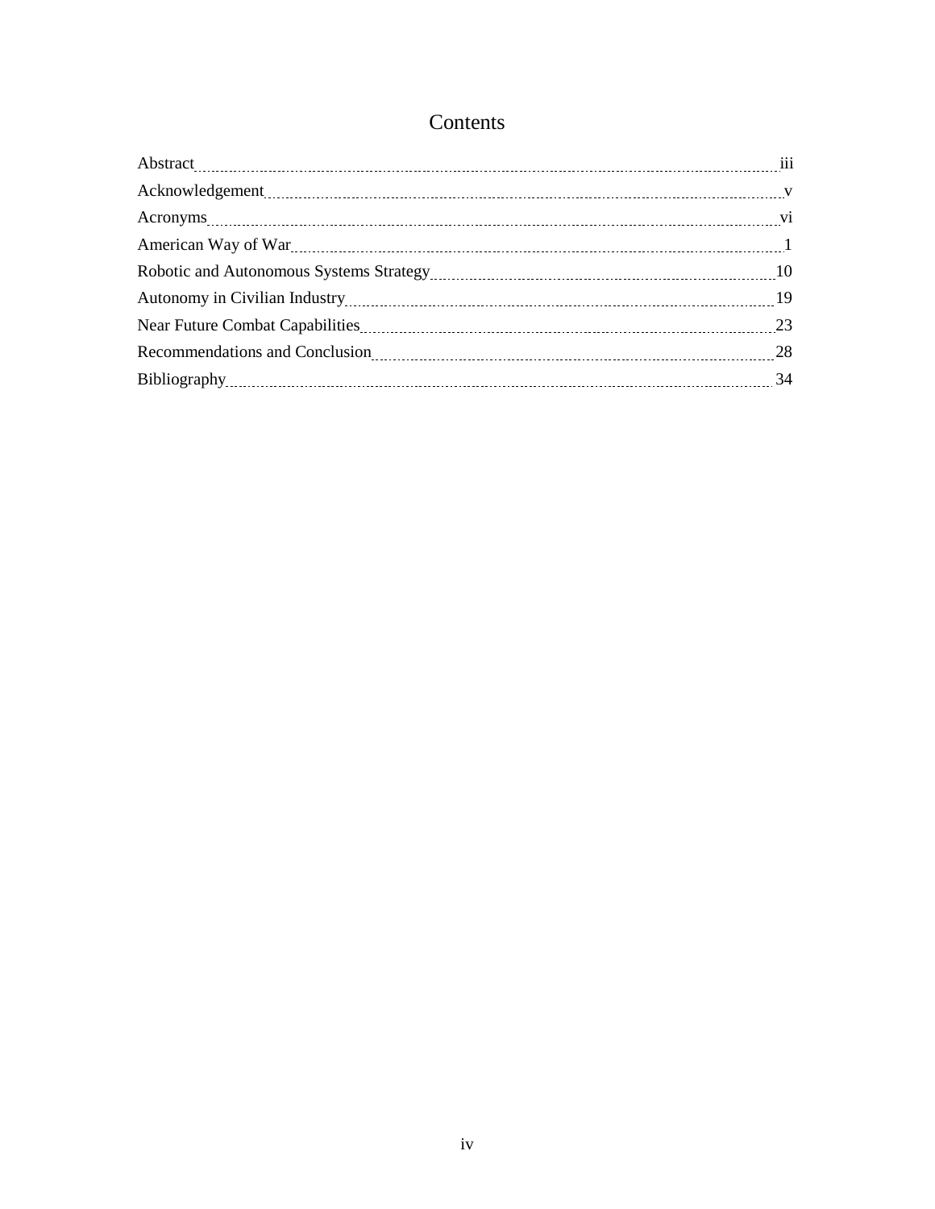# Contents

| | |
|---|---|
| Abstract | iii |
| Acknowledgement | v |
| Acronyms | vi |
| American Way of War | 1 |
| Robotic and Autonomous Systems Strategy | 10 |
| Autonomy in Civilian Industry | 19 |
| Near Future Combat Capabilities | 23 |
| Recommendations and Conclusion | 28 |
| Bibliography | 34 |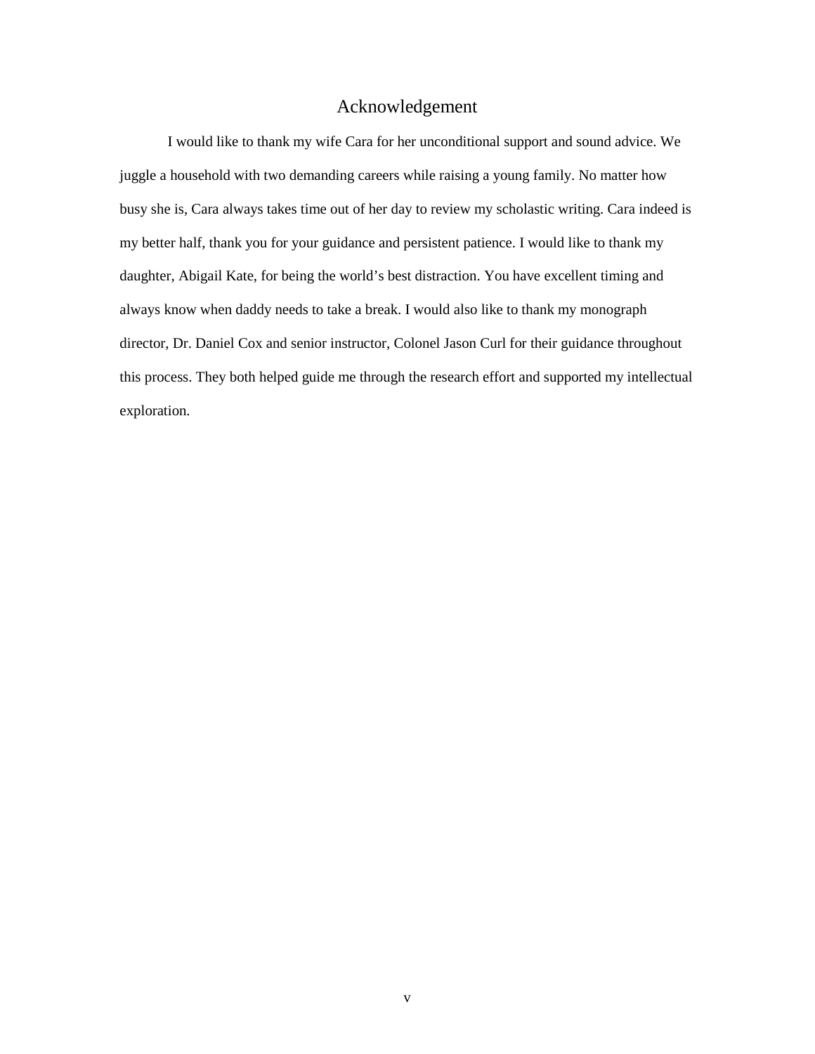# Acknowledgement

I would like to thank my wife Cara for her unconditional support and sound advice. We juggle a household with two demanding careers while raising a young family. No matter how busy she is, Cara always takes time out of her day to review my scholastic writing. Cara indeed is my better half, thank you for your guidance and persistent patience. I would like to thank my daughter, Abigail Kate, for being the world's best distraction. You have excellent timing and always know when daddy needs to take a break. I would also like to thank my monograph director, Dr. Daniel Cox and senior instructor, Colonel Jason Curl for their guidance throughout this process. They both helped guide me through the research effort and supported my intellectual exploration.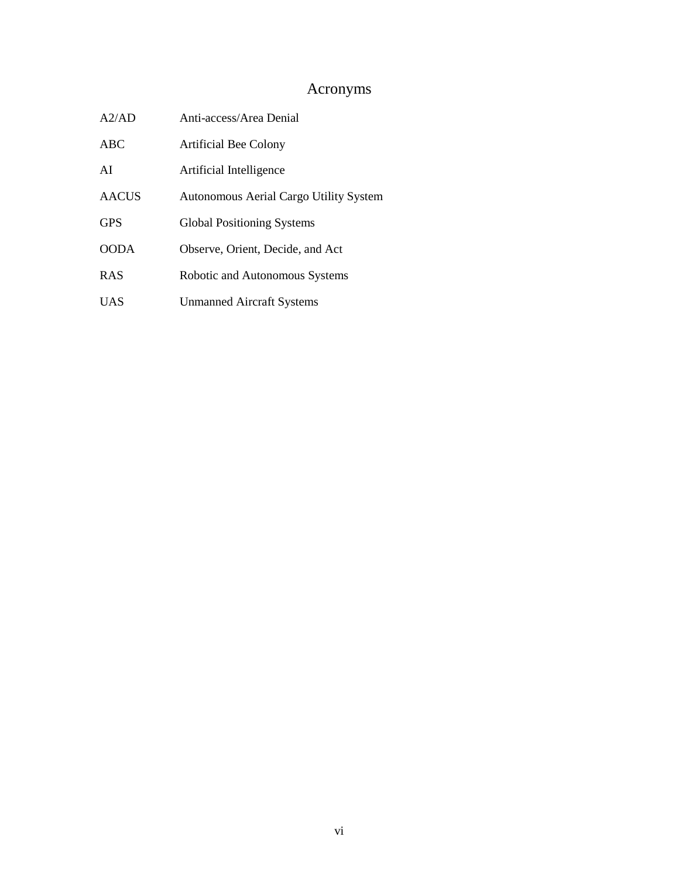# Acronyms

| | |
|---|---|
| A2/AD | Anti-access/Area Denial |
| ABC | Artificial Bee Colony |
| AI | Artificial Intelligence |
| AACUS | Autonomous Aerial Cargo Utility System |
| GPS | Global Positioning Systems |
| OODA | Observe, Orient, Decide, and Act |
| RAS | Robotic and Autonomous Systems |
| UAS | Unmanned Aircraft Systems |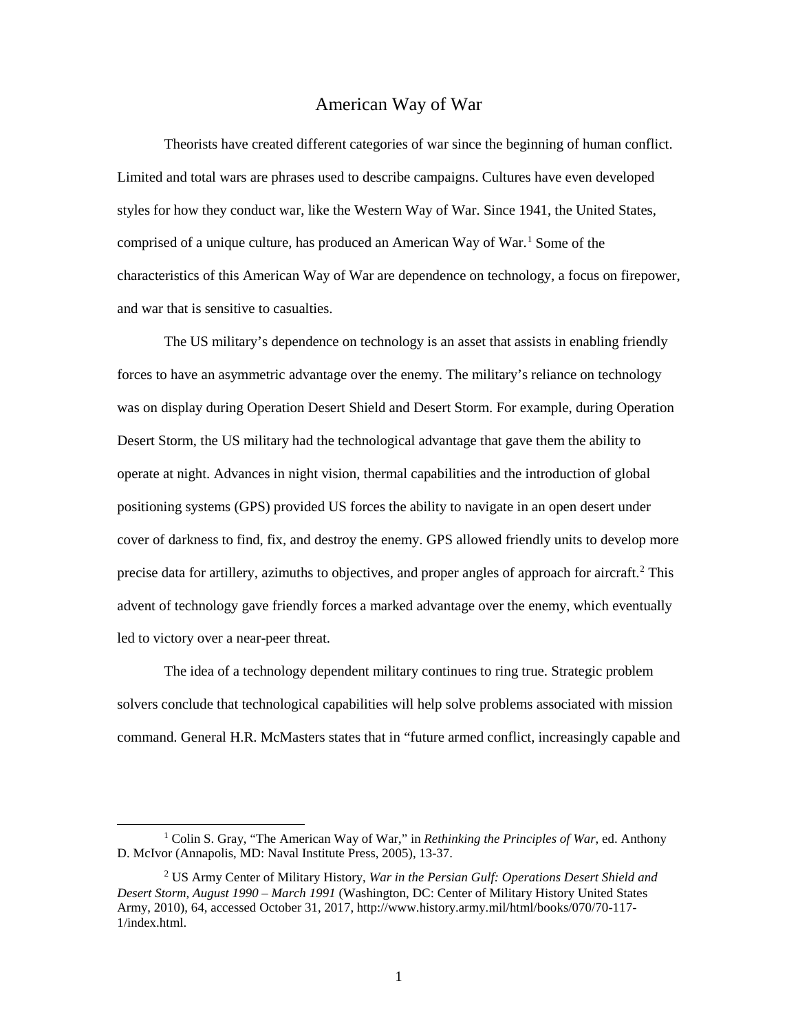# American Way of War

Theorists have created different categories of war since the beginning of human conflict. Limited and total wars are phrases used to describe campaigns. Cultures have even developed styles for how they conduct war, like the Western Way of War. Since 1941, the United States, comprised of a unique culture, has produced an American Way of War.[1] Some of the characteristics of this American Way of War are dependence on technology, a focus on firepower, and war that is sensitive to casualties.

The US military's dependence on technology is an asset that assists in enabling friendly forces to have an asymmetric advantage over the enemy. The military's reliance on technology was on display during Operation Desert Shield and Desert Storm. For example, during Operation Desert Storm, the US military had the technological advantage that gave them the ability to operate at night. Advances in night vision, thermal capabilities and the introduction of global positioning systems (GPS) provided US forces the ability to navigate in an open desert under cover of darkness to find, fix, and destroy the enemy. GPS allowed friendly units to develop more precise data for artillery, azimuths to objectives, and proper angles of approach for aircraft.[2] This advent of technology gave friendly forces a marked advantage over the enemy, which eventually led to victory over a near-peer threat.

The idea of a technology dependent military continues to ring true. Strategic problem solvers conclude that technological capabilities will help solve problems associated with mission command. General H.R. McMasters states that in "future armed conflict, increasingly capable and

---

[1] Colin S. Gray, "The American Way of War," in *Rethinking the Principles of War*, ed. Anthony D. McIvor (Annapolis, MD: Naval Institute Press, 2005), 13-37.

[2] US Army Center of Military History, *War in the Persian Gulf: Operations Desert Shield and Desert Storm, August 1990 – March 1991* (Washington, DC: Center of Military History United States Army, 2010), 64, accessed October 31, 2017, http://www.history.army.mil/html/books/070/70-117-1/index.html.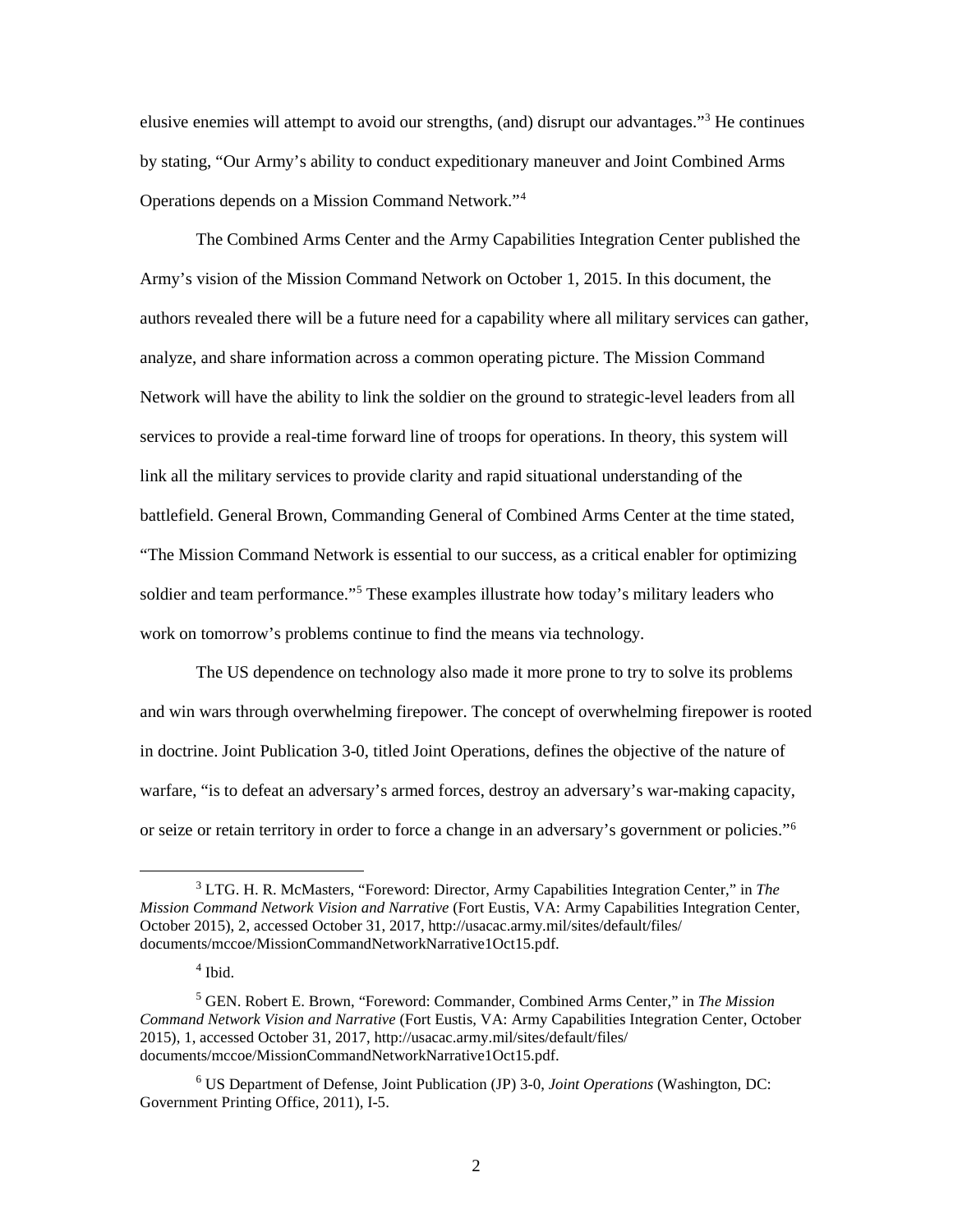elusive enemies will attempt to avoid our strengths, (and) disrupt our advantages."[3] He continues by stating, "Our Army's ability to conduct expeditionary maneuver and Joint Combined Arms Operations depends on a Mission Command Network."[4]

The Combined Arms Center and the Army Capabilities Integration Center published the Army's vision of the Mission Command Network on October 1, 2015. In this document, the authors revealed there will be a future need for a capability where all military services can gather, analyze, and share information across a common operating picture. The Mission Command Network will have the ability to link the soldier on the ground to strategic-level leaders from all services to provide a real-time forward line of troops for operations. In theory, this system will link all the military services to provide clarity and rapid situational understanding of the battlefield. General Brown, Commanding General of Combined Arms Center at the time stated, "The Mission Command Network is essential to our success, as a critical enabler for optimizing soldier and team performance."[5] These examples illustrate how today's military leaders who work on tomorrow's problems continue to find the means via technology.

The US dependence on technology also made it more prone to try to solve its problems and win wars through overwhelming firepower. The concept of overwhelming firepower is rooted in doctrine. Joint Publication 3-0, titled Joint Operations, defines the objective of the nature of warfare, "is to defeat an adversary's armed forces, destroy an adversary's war-making capacity, or seize or retain territory in order to force a change in an adversary's government or policies."[6]

---

[3] LTG. H. R. McMasters, "Foreword: Director, Army Capabilities Integration Center," in *The Mission Command Network Vision and Narrative* (Fort Eustis, VA: Army Capabilities Integration Center, October 2015), 2, accessed October 31, 2017, http://usacac.army.mil/sites/default/files/documents/mccoe/MissionCommandNetworkNarrative1Oct15.pdf.

[4] Ibid.

[5] GEN. Robert E. Brown, "Foreword: Commander, Combined Arms Center," in *The Mission Command Network Vision and Narrative* (Fort Eustis, VA: Army Capabilities Integration Center, October 2015), 1, accessed October 31, 2017, http://usacac.army.mil/sites/default/files/documents/mccoe/MissionCommandNetworkNarrative1Oct15.pdf.

[6] US Department of Defense, Joint Publication (JP) 3-0, *Joint Operations* (Washington, DC: Government Printing Office, 2011), I-5.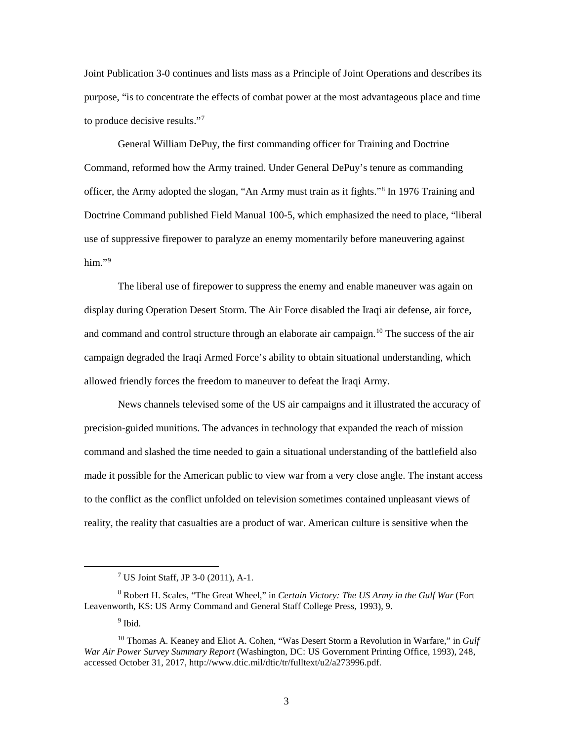Joint Publication 3-0 continues and lists mass as a Principle of Joint Operations and describes its purpose, "is to concentrate the effects of combat power at the most advantageous place and time to produce decisive results."[7]

General William DePuy, the first commanding officer for Training and Doctrine Command, reformed how the Army trained. Under General DePuy's tenure as commanding officer, the Army adopted the slogan, "An Army must train as it fights."[8] In 1976 Training and Doctrine Command published Field Manual 100-5, which emphasized the need to place, "liberal use of suppressive firepower to paralyze an enemy momentarily before maneuvering against him."[9]

The liberal use of firepower to suppress the enemy and enable maneuver was again on display during Operation Desert Storm. The Air Force disabled the Iraqi air defense, air force, and command and control structure through an elaborate air campaign.[10] The success of the air campaign degraded the Iraqi Armed Force's ability to obtain situational understanding, which allowed friendly forces the freedom to maneuver to defeat the Iraqi Army.

News channels televised some of the US air campaigns and it illustrated the accuracy of precision-guided munitions. The advances in technology that expanded the reach of mission command and slashed the time needed to gain a situational understanding of the battlefield also made it possible for the American public to view war from a very close angle. The instant access to the conflict as the conflict unfolded on television sometimes contained unpleasant views of reality, the reality that casualties are a product of war. American culture is sensitive when the

---

[7] US Joint Staff, JP 3-0 (2011), A-1.

[8] Robert H. Scales, "The Great Wheel," in *Certain Victory: The US Army in the Gulf War* (Fort Leavenworth, KS: US Army Command and General Staff College Press, 1993), 9.

[9] Ibid.

[10] Thomas A. Keaney and Eliot A. Cohen, "Was Desert Storm a Revolution in Warfare," in *Gulf War Air Power Survey Summary Report* (Washington, DC: US Government Printing Office, 1993), 248, accessed October 31, 2017, http://www.dtic.mil/dtic/tr/fulltext/u2/a273996.pdf.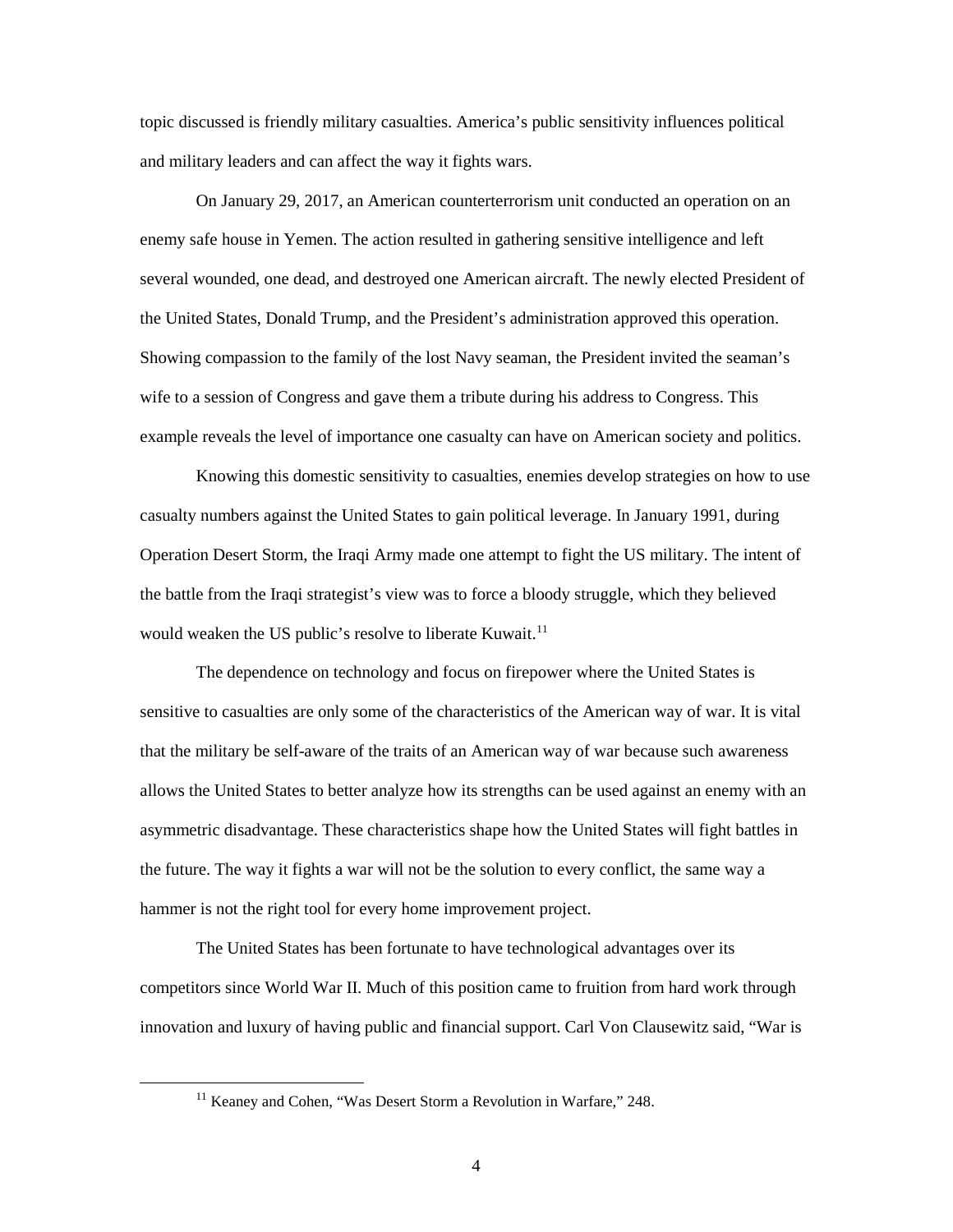topic discussed is friendly military casualties. America's public sensitivity influences political and military leaders and can affect the way it fights wars.

On January 29, 2017, an American counterterrorism unit conducted an operation on an enemy safe house in Yemen. The action resulted in gathering sensitive intelligence and left several wounded, one dead, and destroyed one American aircraft. The newly elected President of the United States, Donald Trump, and the President's administration approved this operation. Showing compassion to the family of the lost Navy seaman, the President invited the seaman's wife to a session of Congress and gave them a tribute during his address to Congress. This example reveals the level of importance one casualty can have on American society and politics.

Knowing this domestic sensitivity to casualties, enemies develop strategies on how to use casualty numbers against the United States to gain political leverage. In January 1991, during Operation Desert Storm, the Iraqi Army made one attempt to fight the US military. The intent of the battle from the Iraqi strategist's view was to force a bloody struggle, which they believed would weaken the US public's resolve to liberate Kuwait.[11]

The dependence on technology and focus on firepower where the United States is sensitive to casualties are only some of the characteristics of the American way of war. It is vital that the military be self-aware of the traits of an American way of war because such awareness allows the United States to better analyze how its strengths can be used against an enemy with an asymmetric disadvantage. These characteristics shape how the United States will fight battles in the future. The way it fights a war will not be the solution to every conflict, the same way a hammer is not the right tool for every home improvement project.

The United States has been fortunate to have technological advantages over its competitors since World War II. Much of this position came to fruition from hard work through innovation and luxury of having public and financial support. Carl Von Clausewitz said, "War is

---

[11] Keaney and Cohen, "Was Desert Storm a Revolution in Warfare," 248.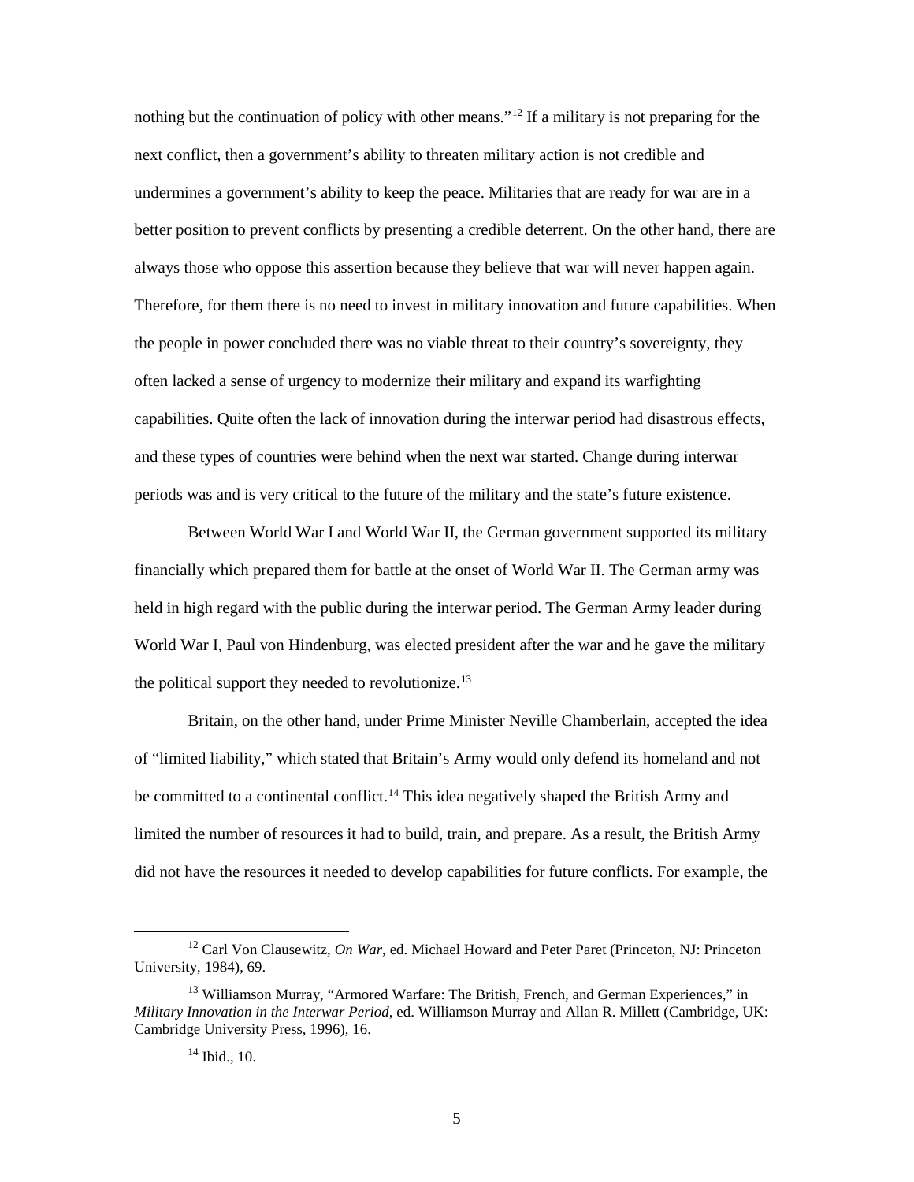nothing but the continuation of policy with other means."[12] If a military is not preparing for the next conflict, then a government's ability to threaten military action is not credible and undermines a government's ability to keep the peace. Militaries that are ready for war are in a better position to prevent conflicts by presenting a credible deterrent. On the other hand, there are always those who oppose this assertion because they believe that war will never happen again. Therefore, for them there is no need to invest in military innovation and future capabilities. When the people in power concluded there was no viable threat to their country's sovereignty, they often lacked a sense of urgency to modernize their military and expand its warfighting capabilities. Quite often the lack of innovation during the interwar period had disastrous effects, and these types of countries were behind when the next war started. Change during interwar periods was and is very critical to the future of the military and the state's future existence.

Between World War I and World War II, the German government supported its military financially which prepared them for battle at the onset of World War II. The German army was held in high regard with the public during the interwar period. The German Army leader during World War I, Paul von Hindenburg, was elected president after the war and he gave the military the political support they needed to revolutionize.[13]

Britain, on the other hand, under Prime Minister Neville Chamberlain, accepted the idea of "limited liability," which stated that Britain's Army would only defend its homeland and not be committed to a continental conflict.[14] This idea negatively shaped the British Army and limited the number of resources it had to build, train, and prepare. As a result, the British Army did not have the resources it needed to develop capabilities for future conflicts. For example, the

---

[12] Carl Von Clausewitz, *On War*, ed. Michael Howard and Peter Paret (Princeton, NJ: Princeton University, 1984), 69.

[13] Williamson Murray, "Armored Warfare: The British, French, and German Experiences," in *Military Innovation in the Interwar Period*, ed. Williamson Murray and Allan R. Millett (Cambridge, UK: Cambridge University Press, 1996), 16.

[14] Ibid., 10.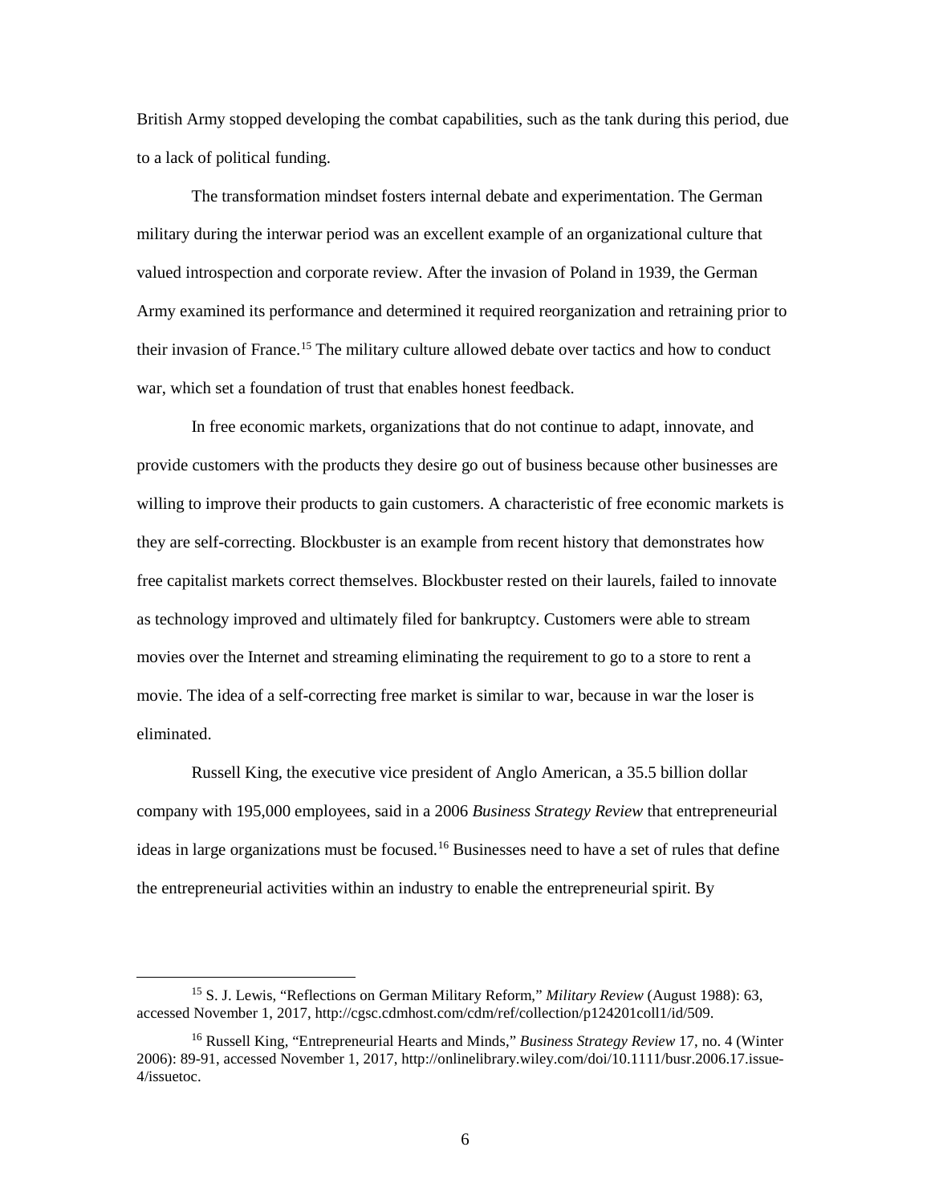British Army stopped developing the combat capabilities, such as the tank during this period, due to a lack of political funding.

The transformation mindset fosters internal debate and experimentation. The German military during the interwar period was an excellent example of an organizational culture that valued introspection and corporate review. After the invasion of Poland in 1939, the German Army examined its performance and determined it required reorganization and retraining prior to their invasion of France.[15] The military culture allowed debate over tactics and how to conduct war, which set a foundation of trust that enables honest feedback.

In free economic markets, organizations that do not continue to adapt, innovate, and provide customers with the products they desire go out of business because other businesses are willing to improve their products to gain customers. A characteristic of free economic markets is they are self-correcting. Blockbuster is an example from recent history that demonstrates how free capitalist markets correct themselves. Blockbuster rested on their laurels, failed to innovate as technology improved and ultimately filed for bankruptcy. Customers were able to stream movies over the Internet and streaming eliminating the requirement to go to a store to rent a movie. The idea of a self-correcting free market is similar to war, because in war the loser is eliminated.

Russell King, the executive vice president of Anglo American, a 35.5 billion dollar company with 195,000 employees, said in a 2006 *Business Strategy Review* that entrepreneurial ideas in large organizations must be focused.[16] Businesses need to have a set of rules that define the entrepreneurial activities within an industry to enable the entrepreneurial spirit. By

---

[15] S. J. Lewis, "Reflections on German Military Reform," *Military Review* (August 1988): 63, accessed November 1, 2017, http://cgsc.cdmhost.com/cdm/ref/collection/p124201coll1/id/509.

[16] Russell King, "Entrepreneurial Hearts and Minds," *Business Strategy Review* 17, no. 4 (Winter 2006): 89-91, accessed November 1, 2017, http://onlinelibrary.wiley.com/doi/10.1111/busr.2006.17.issue-4/issuetoc.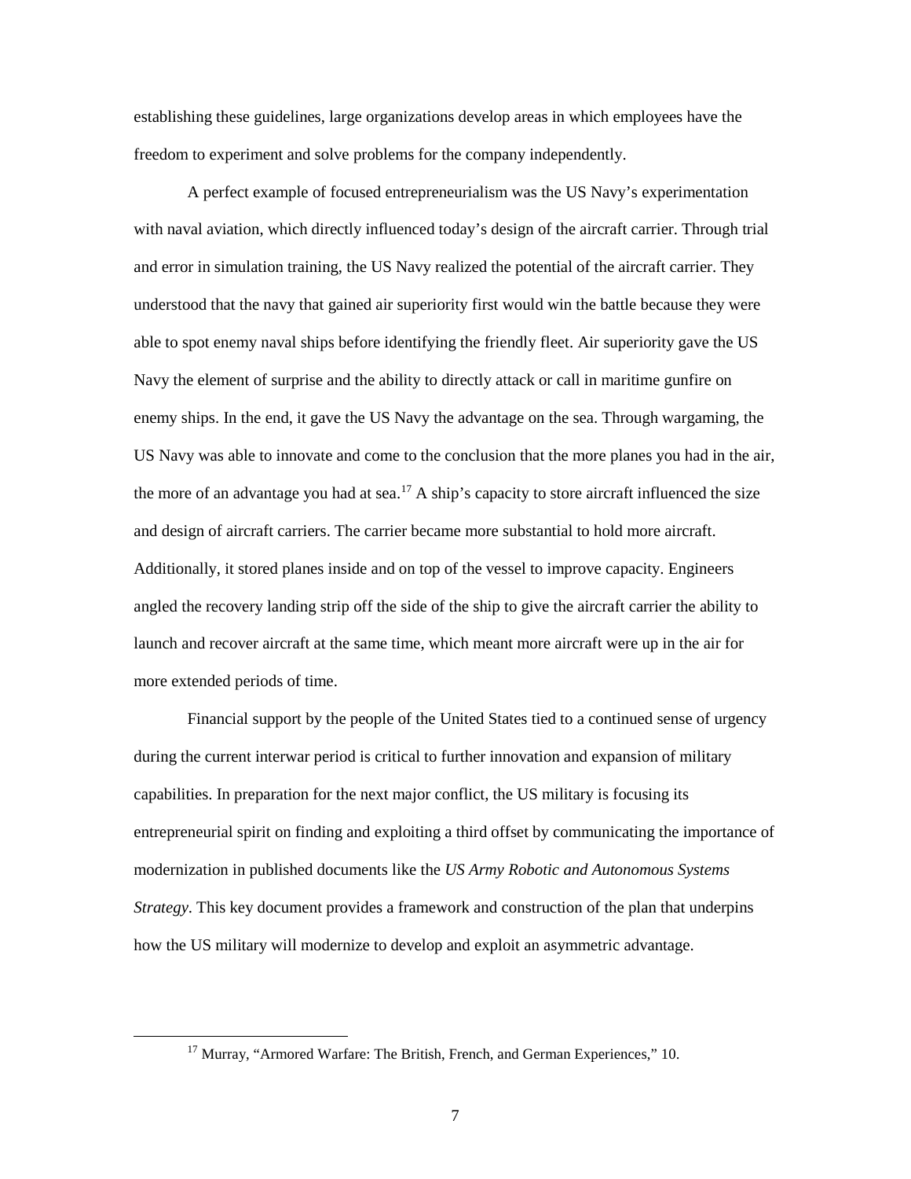establishing these guidelines, large organizations develop areas in which employees have the freedom to experiment and solve problems for the company independently.

A perfect example of focused entrepreneurialism was the US Navy's experimentation with naval aviation, which directly influenced today's design of the aircraft carrier. Through trial and error in simulation training, the US Navy realized the potential of the aircraft carrier. They understood that the navy that gained air superiority first would win the battle because they were able to spot enemy naval ships before identifying the friendly fleet. Air superiority gave the US Navy the element of surprise and the ability to directly attack or call in maritime gunfire on enemy ships. In the end, it gave the US Navy the advantage on the sea. Through wargaming, the US Navy was able to innovate and come to the conclusion that the more planes you had in the air, the more of an advantage you had at sea.[17] A ship's capacity to store aircraft influenced the size and design of aircraft carriers. The carrier became more substantial to hold more aircraft. Additionally, it stored planes inside and on top of the vessel to improve capacity. Engineers angled the recovery landing strip off the side of the ship to give the aircraft carrier the ability to launch and recover aircraft at the same time, which meant more aircraft were up in the air for more extended periods of time.

Financial support by the people of the United States tied to a continued sense of urgency during the current interwar period is critical to further innovation and expansion of military capabilities. In preparation for the next major conflict, the US military is focusing its entrepreneurial spirit on finding and exploiting a third offset by communicating the importance of modernization in published documents like the *US Army Robotic and Autonomous Systems Strategy*. This key document provides a framework and construction of the plan that underpins how the US military will modernize to develop and exploit an asymmetric advantage.

---

[17] Murray, "Armored Warfare: The British, French, and German Experiences," 10.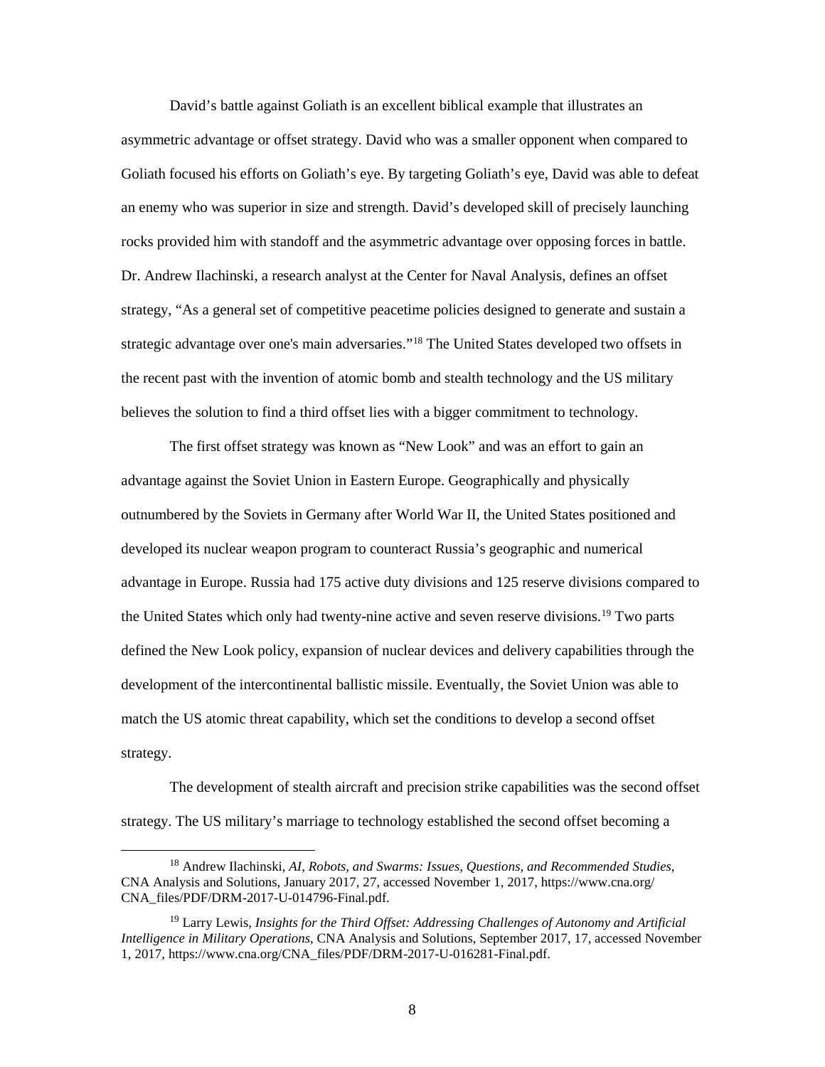David's battle against Goliath is an excellent biblical example that illustrates an asymmetric advantage or offset strategy. David who was a smaller opponent when compared to Goliath focused his efforts on Goliath's eye. By targeting Goliath's eye, David was able to defeat an enemy who was superior in size and strength. David's developed skill of precisely launching rocks provided him with standoff and the asymmetric advantage over opposing forces in battle. Dr. Andrew Ilachinski, a research analyst at the Center for Naval Analysis, defines an offset strategy, "As a general set of competitive peacetime policies designed to generate and sustain a strategic advantage over one's main adversaries."[18] The United States developed two offsets in the recent past with the invention of atomic bomb and stealth technology and the US military believes the solution to find a third offset lies with a bigger commitment to technology.

The first offset strategy was known as "New Look" and was an effort to gain an advantage against the Soviet Union in Eastern Europe. Geographically and physically outnumbered by the Soviets in Germany after World War II, the United States positioned and developed its nuclear weapon program to counteract Russia's geographic and numerical advantage in Europe. Russia had 175 active duty divisions and 125 reserve divisions compared to the United States which only had twenty-nine active and seven reserve divisions.[19] Two parts defined the New Look policy, expansion of nuclear devices and delivery capabilities through the development of the intercontinental ballistic missile. Eventually, the Soviet Union was able to match the US atomic threat capability, which set the conditions to develop a second offset strategy.

The development of stealth aircraft and precision strike capabilities was the second offset strategy. The US military's marriage to technology established the second offset becoming a

---

[18] Andrew Ilachinski, *AI, Robots, and Swarms: Issues, Questions, and Recommended Studies*, CNA Analysis and Solutions, January 2017, 27, accessed November 1, 2017, https://www.cna.org/CNA_files/PDF/DRM-2017-U-014796-Final.pdf.

[19] Larry Lewis, *Insights for the Third Offset: Addressing Challenges of Autonomy and Artificial Intelligence in Military Operations*, CNA Analysis and Solutions, September 2017, 17, accessed November 1, 2017, https://www.cna.org/CNA_files/PDF/DRM-2017-U-016281-Final.pdf.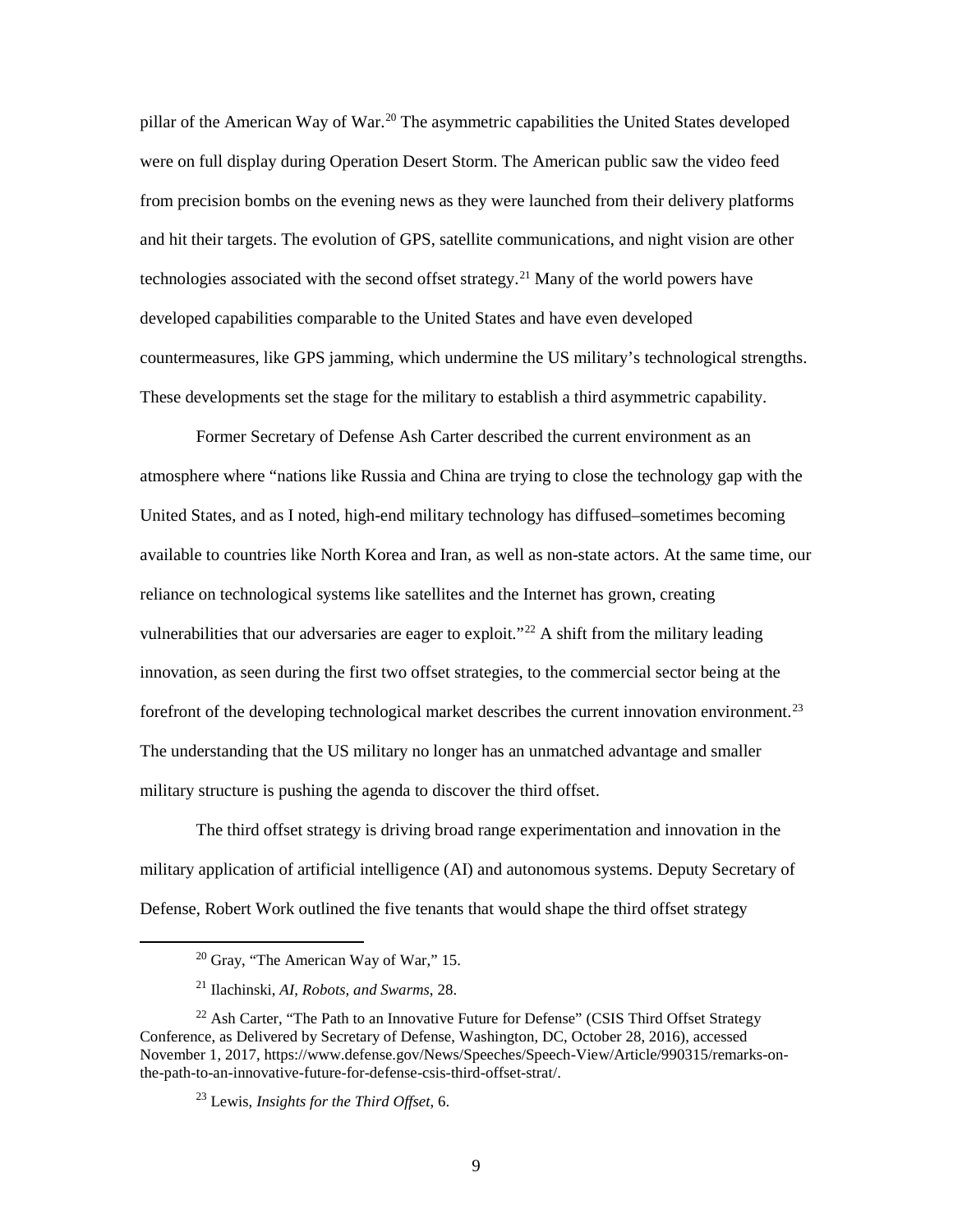pillar of the American Way of War.[20] The asymmetric capabilities the United States developed were on full display during Operation Desert Storm. The American public saw the video feed from precision bombs on the evening news as they were launched from their delivery platforms and hit their targets. The evolution of GPS, satellite communications, and night vision are other technologies associated with the second offset strategy.[21] Many of the world powers have developed capabilities comparable to the United States and have even developed countermeasures, like GPS jamming, which undermine the US military's technological strengths. These developments set the stage for the military to establish a third asymmetric capability.

Former Secretary of Defense Ash Carter described the current environment as an atmosphere where "nations like Russia and China are trying to close the technology gap with the United States, and as I noted, high-end military technology has diffused–sometimes becoming available to countries like North Korea and Iran, as well as non-state actors. At the same time, our reliance on technological systems like satellites and the Internet has grown, creating vulnerabilities that our adversaries are eager to exploit."[22] A shift from the military leading innovation, as seen during the first two offset strategies, to the commercial sector being at the forefront of the developing technological market describes the current innovation environment.[23] The understanding that the US military no longer has an unmatched advantage and smaller military structure is pushing the agenda to discover the third offset.

The third offset strategy is driving broad range experimentation and innovation in the military application of artificial intelligence (AI) and autonomous systems. Deputy Secretary of Defense, Robert Work outlined the five tenants that would shape the third offset strategy

---

[20] Gray, "The American Way of War," 15.

[21] Ilachinski, *AI, Robots, and Swarms*, 28.

[22] Ash Carter, "The Path to an Innovative Future for Defense" (CSIS Third Offset Strategy Conference, as Delivered by Secretary of Defense, Washington, DC, October 28, 2016), accessed November 1, 2017, https://www.defense.gov/News/Speeches/Speech-View/Article/990315/remarks-on-the-path-to-an-innovative-future-for-defense-csis-third-offset-strat/.

[23] Lewis, *Insights for the Third Offset*, 6.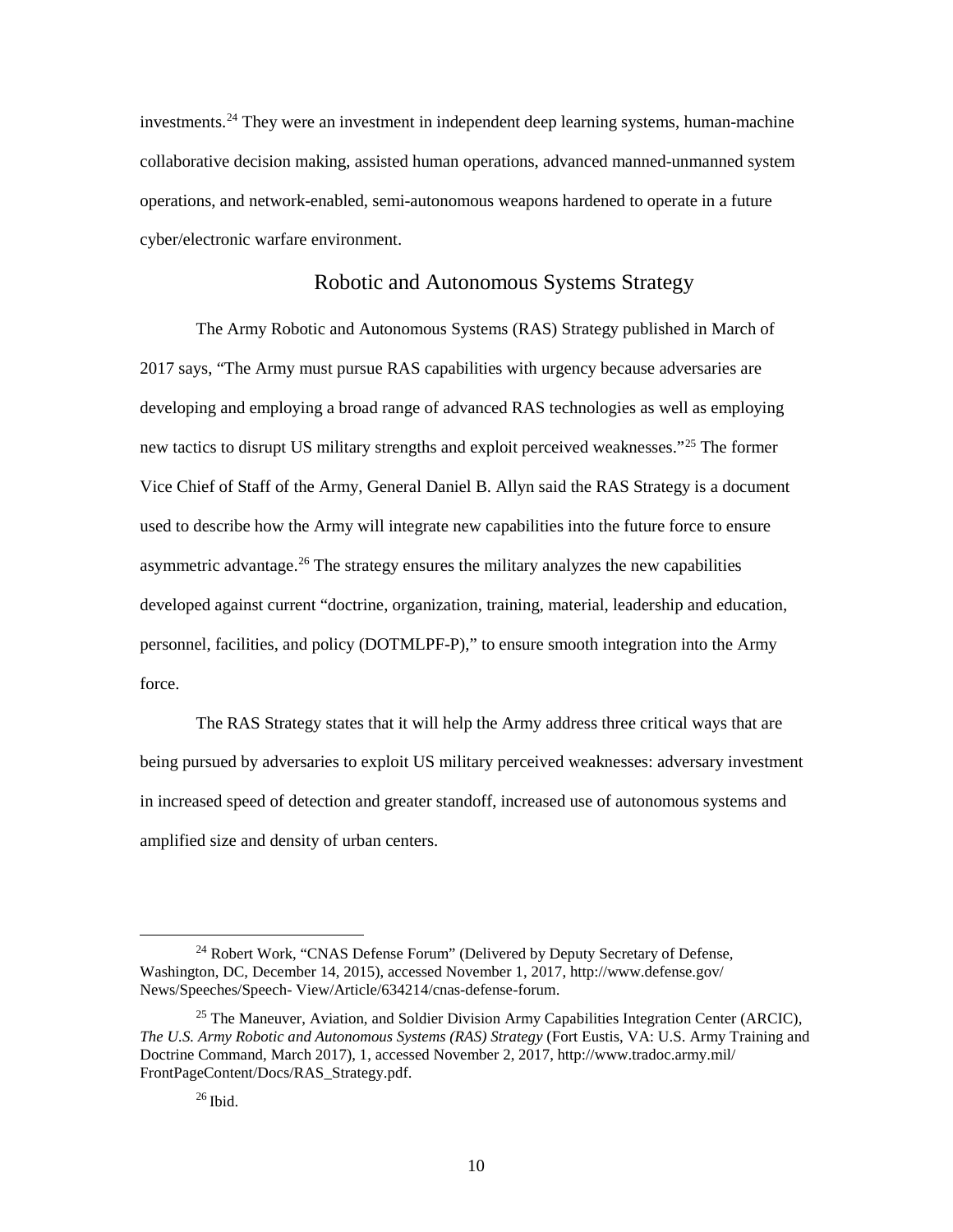investments.[24] They were an investment in independent deep learning systems, human-machine collaborative decision making, assisted human operations, advanced manned-unmanned system operations, and network-enabled, semi-autonomous weapons hardened to operate in a future cyber/electronic warfare environment.

## Robotic and Autonomous Systems Strategy

The Army Robotic and Autonomous Systems (RAS) Strategy published in March of 2017 says, "The Army must pursue RAS capabilities with urgency because adversaries are developing and employing a broad range of advanced RAS technologies as well as employing new tactics to disrupt US military strengths and exploit perceived weaknesses."[25] The former Vice Chief of Staff of the Army, General Daniel B. Allyn said the RAS Strategy is a document used to describe how the Army will integrate new capabilities into the future force to ensure asymmetric advantage.[26] The strategy ensures the military analyzes the new capabilities developed against current "doctrine, organization, training, material, leadership and education, personnel, facilities, and policy (DOTMLPF-P)," to ensure smooth integration into the Army force.

The RAS Strategy states that it will help the Army address three critical ways that are being pursued by adversaries to exploit US military perceived weaknesses: adversary investment in increased speed of detection and greater standoff, increased use of autonomous systems and amplified size and density of urban centers.

---

[24] Robert Work, "CNAS Defense Forum" (Delivered by Deputy Secretary of Defense, Washington, DC, December 14, 2015), accessed November 1, 2017, http://www.defense.gov/News/Speeches/Speech- View/Article/634214/cnas-defense-forum.

[25] The Maneuver, Aviation, and Soldier Division Army Capabilities Integration Center (ARCIC), *The U.S. Army Robotic and Autonomous Systems (RAS) Strategy* (Fort Eustis, VA: U.S. Army Training and Doctrine Command, March 2017), 1, accessed November 2, 2017, http://www.tradoc.army.mil/FrontPageContent/Docs/RAS_Strategy.pdf.

[26] Ibid.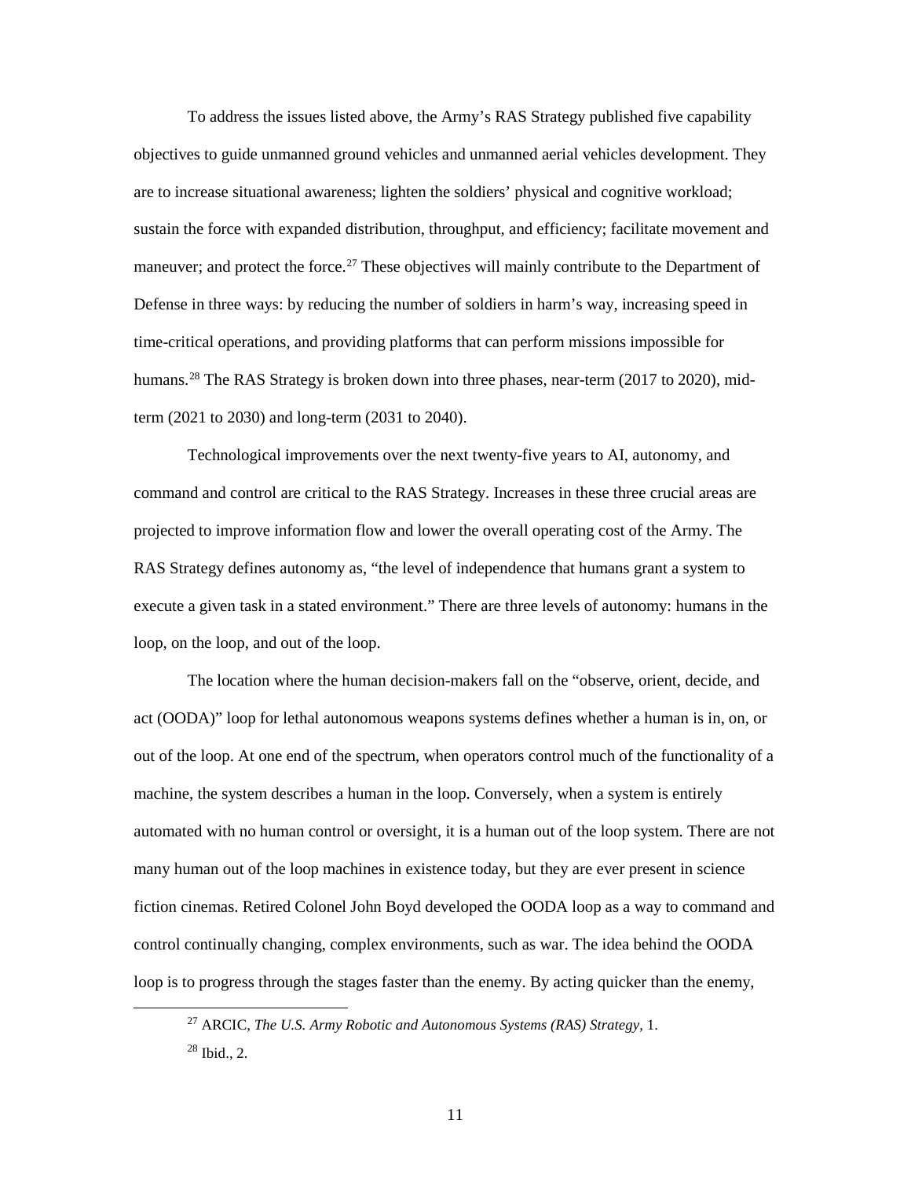To address the issues listed above, the Army's RAS Strategy published five capability objectives to guide unmanned ground vehicles and unmanned aerial vehicles development. They are to increase situational awareness; lighten the soldiers' physical and cognitive workload; sustain the force with expanded distribution, throughput, and efficiency; facilitate movement and maneuver; and protect the force.[27] These objectives will mainly contribute to the Department of Defense in three ways: by reducing the number of soldiers in harm's way, increasing speed in time-critical operations, and providing platforms that can perform missions impossible for humans.[28] The RAS Strategy is broken down into three phases, near-term (2017 to 2020), mid-term (2021 to 2030) and long-term (2031 to 2040).

Technological improvements over the next twenty-five years to AI, autonomy, and command and control are critical to the RAS Strategy. Increases in these three crucial areas are projected to improve information flow and lower the overall operating cost of the Army. The RAS Strategy defines autonomy as, "the level of independence that humans grant a system to execute a given task in a stated environment." There are three levels of autonomy: humans in the loop, on the loop, and out of the loop.

The location where the human decision-makers fall on the "observe, orient, decide, and act (OODA)" loop for lethal autonomous weapons systems defines whether a human is in, on, or out of the loop. At one end of the spectrum, when operators control much of the functionality of a machine, the system describes a human in the loop. Conversely, when a system is entirely automated with no human control or oversight, it is a human out of the loop system. There are not many human out of the loop machines in existence today, but they are ever present in science fiction cinemas. Retired Colonel John Boyd developed the OODA loop as a way to command and control continually changing, complex environments, such as war. The idea behind the OODA loop is to progress through the stages faster than the enemy. By acting quicker than the enemy,

[27] ARCIC, *The U.S. Army Robotic and Autonomous Systems (RAS) Strategy*, 1.

[28] Ibid., 2.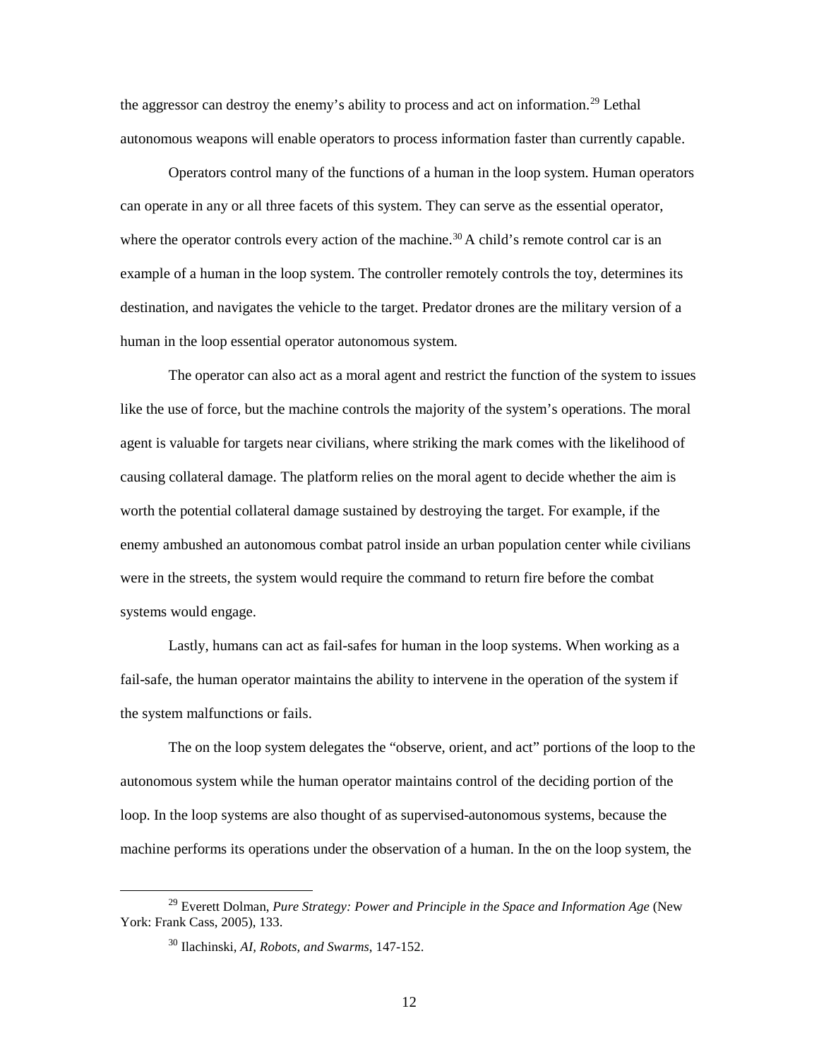the aggressor can destroy the enemy's ability to process and act on information.[29] Lethal autonomous weapons will enable operators to process information faster than currently capable.

Operators control many of the functions of a human in the loop system. Human operators can operate in any or all three facets of this system. They can serve as the essential operator, where the operator controls every action of the machine.[30] A child's remote control car is an example of a human in the loop system. The controller remotely controls the toy, determines its destination, and navigates the vehicle to the target. Predator drones are the military version of a human in the loop essential operator autonomous system.

The operator can also act as a moral agent and restrict the function of the system to issues like the use of force, but the machine controls the majority of the system's operations. The moral agent is valuable for targets near civilians, where striking the mark comes with the likelihood of causing collateral damage. The platform relies on the moral agent to decide whether the aim is worth the potential collateral damage sustained by destroying the target. For example, if the enemy ambushed an autonomous combat patrol inside an urban population center while civilians were in the streets, the system would require the command to return fire before the combat systems would engage.

Lastly, humans can act as fail-safes for human in the loop systems. When working as a fail-safe, the human operator maintains the ability to intervene in the operation of the system if the system malfunctions or fails.

The on the loop system delegates the "observe, orient, and act" portions of the loop to the autonomous system while the human operator maintains control of the deciding portion of the loop. In the loop systems are also thought of as supervised-autonomous systems, because the machine performs its operations under the observation of a human. In the on the loop system, the

---

[29] Everett Dolman, *Pure Strategy: Power and Principle in the Space and Information Age* (New York: Frank Cass, 2005), 133.

[30] Ilachinski, *AI, Robots, and Swarms*, 147-152.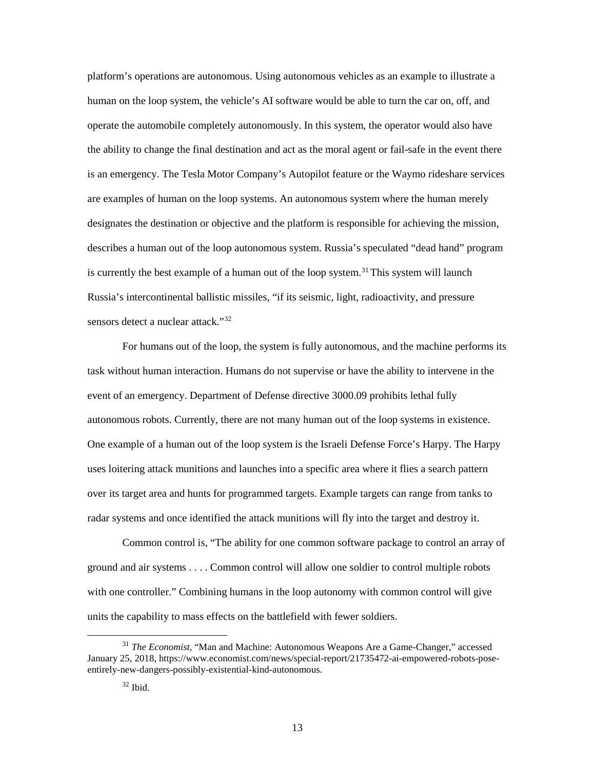platform's operations are autonomous. Using autonomous vehicles as an example to illustrate a human on the loop system, the vehicle's AI software would be able to turn the car on, off, and operate the automobile completely autonomously. In this system, the operator would also have the ability to change the final destination and act as the moral agent or fail-safe in the event there is an emergency. The Tesla Motor Company's Autopilot feature or the Waymo rideshare services are examples of human on the loop systems. An autonomous system where the human merely designates the destination or objective and the platform is responsible for achieving the mission, describes a human out of the loop autonomous system. Russia's speculated "dead hand" program is currently the best example of a human out of the loop system.[31] This system will launch Russia's intercontinental ballistic missiles, "if its seismic, light, radioactivity, and pressure sensors detect a nuclear attack."[32]

For humans out of the loop, the system is fully autonomous, and the machine performs its task without human interaction. Humans do not supervise or have the ability to intervene in the event of an emergency. Department of Defense directive 3000.09 prohibits lethal fully autonomous robots. Currently, there are not many human out of the loop systems in existence. One example of a human out of the loop system is the Israeli Defense Force's Harpy. The Harpy uses loitering attack munitions and launches into a specific area where it flies a search pattern over its target area and hunts for programmed targets. Example targets can range from tanks to radar systems and once identified the attack munitions will fly into the target and destroy it.

Common control is, "The ability for one common software package to control an array of ground and air systems . . . . Common control will allow one soldier to control multiple robots with one controller." Combining humans in the loop autonomy with common control will give units the capability to mass effects on the battlefield with fewer soldiers.

---

[31] *The Economist*, "Man and Machine: Autonomous Weapons Are a Game-Changer," accessed January 25, 2018, https://www.economist.com/news/special-report/21735472-ai-empowered-robots-pose-entirely-new-dangers-possibly-existential-kind-autonomous.

[32] Ibid.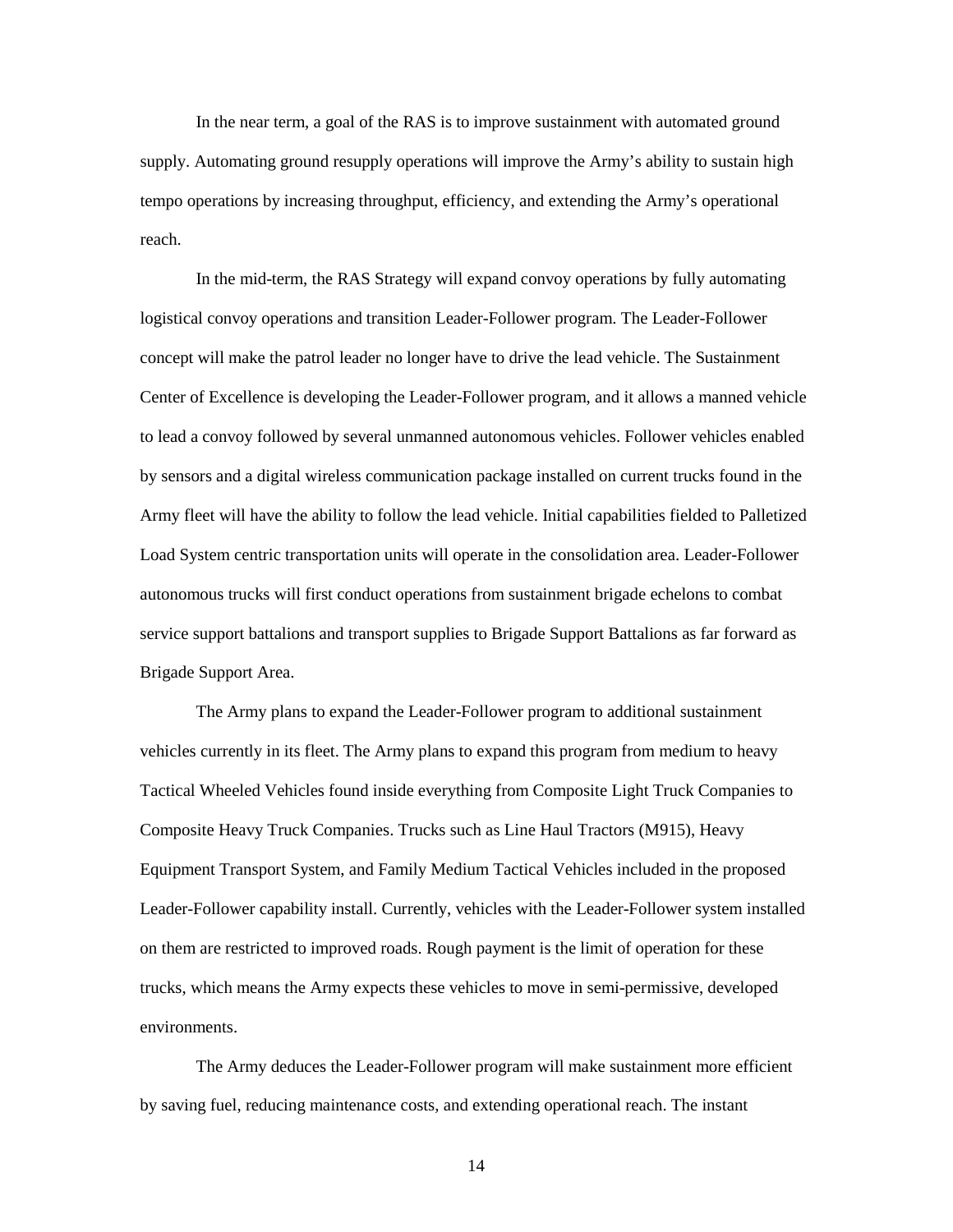In the near term, a goal of the RAS is to improve sustainment with automated ground supply. Automating ground resupply operations will improve the Army's ability to sustain high tempo operations by increasing throughput, efficiency, and extending the Army's operational reach.

In the mid-term, the RAS Strategy will expand convoy operations by fully automating logistical convoy operations and transition Leader-Follower program. The Leader-Follower concept will make the patrol leader no longer have to drive the lead vehicle. The Sustainment Center of Excellence is developing the Leader-Follower program, and it allows a manned vehicle to lead a convoy followed by several unmanned autonomous vehicles. Follower vehicles enabled by sensors and a digital wireless communication package installed on current trucks found in the Army fleet will have the ability to follow the lead vehicle. Initial capabilities fielded to Palletized Load System centric transportation units will operate in the consolidation area. Leader-Follower autonomous trucks will first conduct operations from sustainment brigade echelons to combat service support battalions and transport supplies to Brigade Support Battalions as far forward as Brigade Support Area.

The Army plans to expand the Leader-Follower program to additional sustainment vehicles currently in its fleet. The Army plans to expand this program from medium to heavy Tactical Wheeled Vehicles found inside everything from Composite Light Truck Companies to Composite Heavy Truck Companies. Trucks such as Line Haul Tractors (M915), Heavy Equipment Transport System, and Family Medium Tactical Vehicles included in the proposed Leader-Follower capability install. Currently, vehicles with the Leader-Follower system installed on them are restricted to improved roads. Rough payment is the limit of operation for these trucks, which means the Army expects these vehicles to move in semi-permissive, developed environments.

The Army deduces the Leader-Follower program will make sustainment more efficient by saving fuel, reducing maintenance costs, and extending operational reach. The instant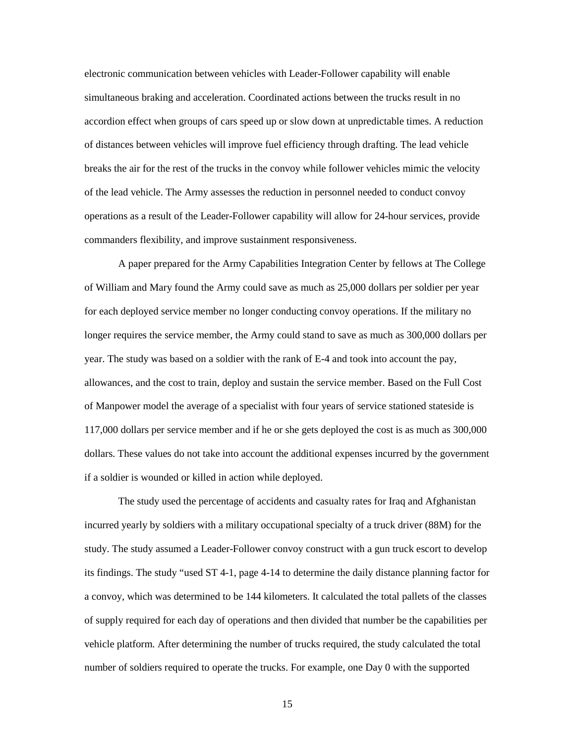electronic communication between vehicles with Leader-Follower capability will enable simultaneous braking and acceleration. Coordinated actions between the trucks result in no accordion effect when groups of cars speed up or slow down at unpredictable times. A reduction of distances between vehicles will improve fuel efficiency through drafting. The lead vehicle breaks the air for the rest of the trucks in the convoy while follower vehicles mimic the velocity of the lead vehicle. The Army assesses the reduction in personnel needed to conduct convoy operations as a result of the Leader-Follower capability will allow for 24-hour services, provide commanders flexibility, and improve sustainment responsiveness.

A paper prepared for the Army Capabilities Integration Center by fellows at The College of William and Mary found the Army could save as much as 25,000 dollars per soldier per year for each deployed service member no longer conducting convoy operations. If the military no longer requires the service member, the Army could stand to save as much as 300,000 dollars per year. The study was based on a soldier with the rank of E-4 and took into account the pay, allowances, and the cost to train, deploy and sustain the service member. Based on the Full Cost of Manpower model the average of a specialist with four years of service stationed stateside is 117,000 dollars per service member and if he or she gets deployed the cost is as much as 300,000 dollars. These values do not take into account the additional expenses incurred by the government if a soldier is wounded or killed in action while deployed.

The study used the percentage of accidents and casualty rates for Iraq and Afghanistan incurred yearly by soldiers with a military occupational specialty of a truck driver (88M) for the study. The study assumed a Leader-Follower convoy construct with a gun truck escort to develop its findings. The study "used ST 4-1, page 4-14 to determine the daily distance planning factor for a convoy, which was determined to be 144 kilometers. It calculated the total pallets of the classes of supply required for each day of operations and then divided that number be the capabilities per vehicle platform. After determining the number of trucks required, the study calculated the total number of soldiers required to operate the trucks. For example, one Day 0 with the supported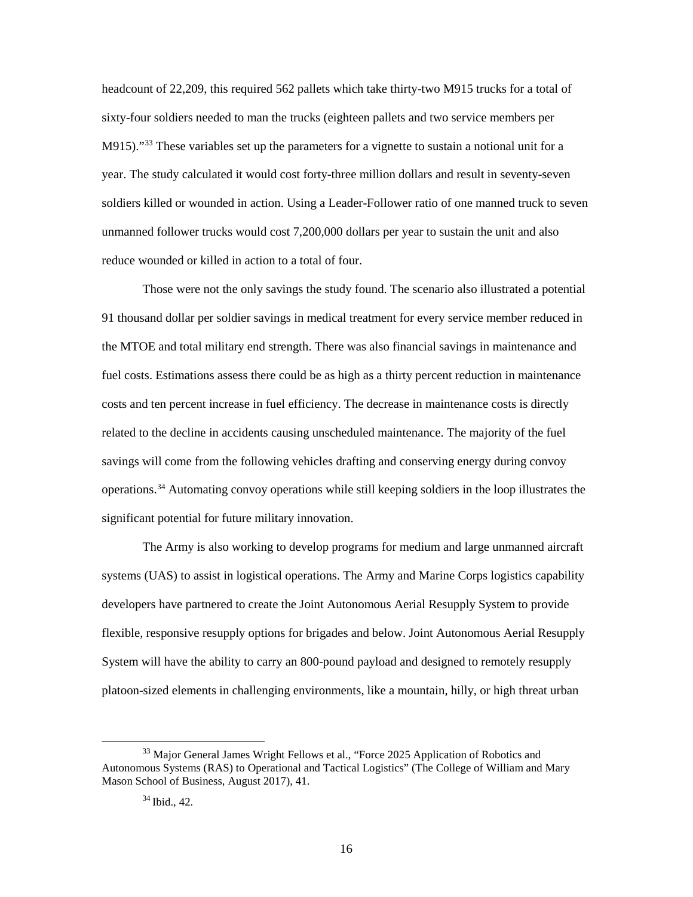headcount of 22,209, this required 562 pallets which take thirty-two M915 trucks for a total of sixty-four soldiers needed to man the trucks (eighteen pallets and two service members per M915)."[33] These variables set up the parameters for a vignette to sustain a notional unit for a year. The study calculated it would cost forty-three million dollars and result in seventy-seven soldiers killed or wounded in action. Using a Leader-Follower ratio of one manned truck to seven unmanned follower trucks would cost 7,200,000 dollars per year to sustain the unit and also reduce wounded or killed in action to a total of four.

Those were not the only savings the study found. The scenario also illustrated a potential 91 thousand dollar per soldier savings in medical treatment for every service member reduced in the MTOE and total military end strength. There was also financial savings in maintenance and fuel costs. Estimations assess there could be as high as a thirty percent reduction in maintenance costs and ten percent increase in fuel efficiency. The decrease in maintenance costs is directly related to the decline in accidents causing unscheduled maintenance. The majority of the fuel savings will come from the following vehicles drafting and conserving energy during convoy operations.[34] Automating convoy operations while still keeping soldiers in the loop illustrates the significant potential for future military innovation.

The Army is also working to develop programs for medium and large unmanned aircraft systems (UAS) to assist in logistical operations. The Army and Marine Corps logistics capability developers have partnered to create the Joint Autonomous Aerial Resupply System to provide flexible, responsive resupply options for brigades and below. Joint Autonomous Aerial Resupply System will have the ability to carry an 800-pound payload and designed to remotely resupply platoon-sized elements in challenging environments, like a mountain, hilly, or high threat urban

---

[33] Major General James Wright Fellows et al., "Force 2025 Application of Robotics and Autonomous Systems (RAS) to Operational and Tactical Logistics" (The College of William and Mary Mason School of Business, August 2017), 41.

[34] Ibid., 42.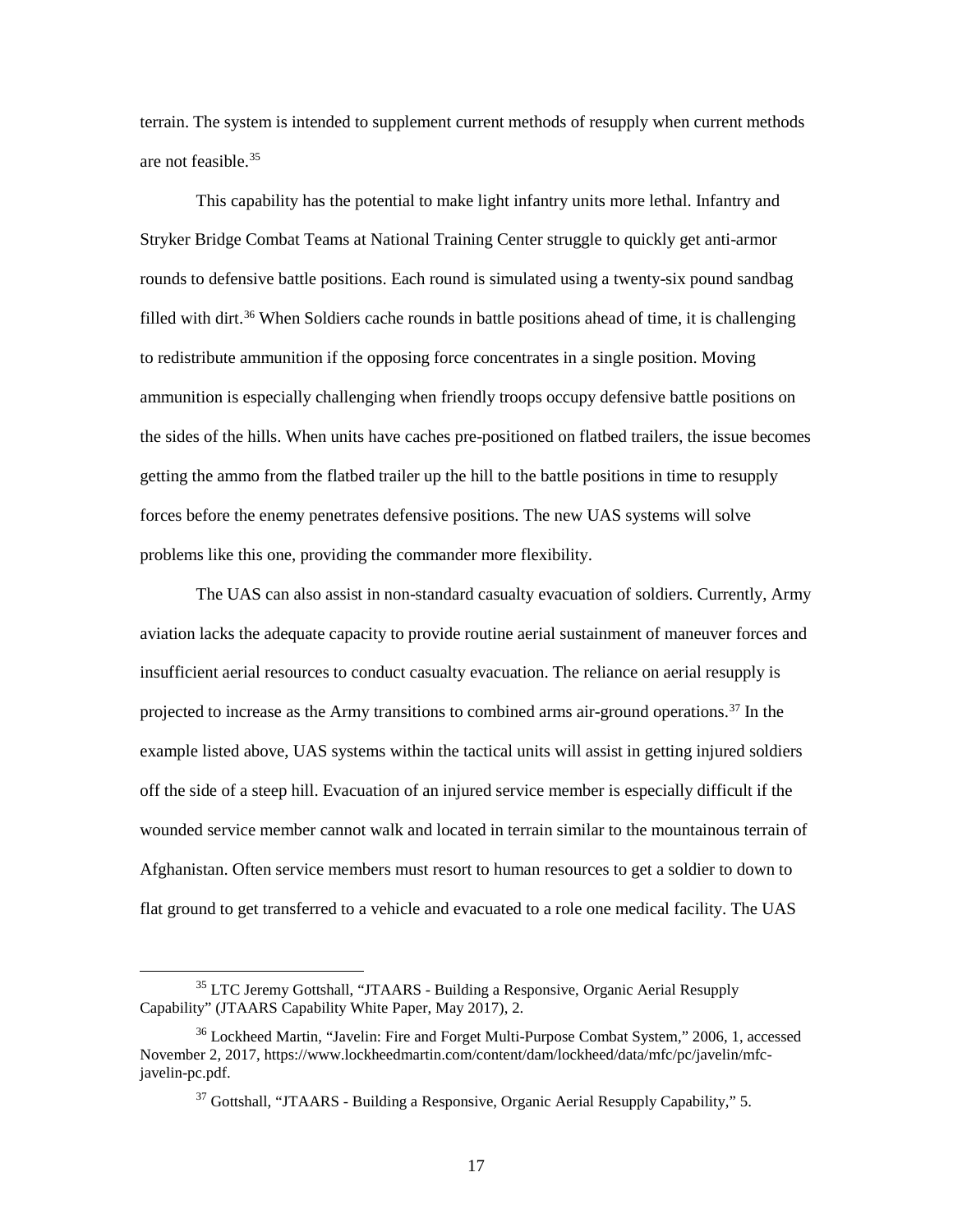terrain. The system is intended to supplement current methods of resupply when current methods are not feasible.[35]

This capability has the potential to make light infantry units more lethal. Infantry and Stryker Bridge Combat Teams at National Training Center struggle to quickly get anti-armor rounds to defensive battle positions. Each round is simulated using a twenty-six pound sandbag filled with dirt.[36] When Soldiers cache rounds in battle positions ahead of time, it is challenging to redistribute ammunition if the opposing force concentrates in a single position. Moving ammunition is especially challenging when friendly troops occupy defensive battle positions on the sides of the hills. When units have caches pre-positioned on flatbed trailers, the issue becomes getting the ammo from the flatbed trailer up the hill to the battle positions in time to resupply forces before the enemy penetrates defensive positions. The new UAS systems will solve problems like this one, providing the commander more flexibility.

The UAS can also assist in non-standard casualty evacuation of soldiers. Currently, Army aviation lacks the adequate capacity to provide routine aerial sustainment of maneuver forces and insufficient aerial resources to conduct casualty evacuation. The reliance on aerial resupply is projected to increase as the Army transitions to combined arms air-ground operations.[37] In the example listed above, UAS systems within the tactical units will assist in getting injured soldiers off the side of a steep hill. Evacuation of an injured service member is especially difficult if the wounded service member cannot walk and located in terrain similar to the mountainous terrain of Afghanistan. Often service members must resort to human resources to get a soldier to down to flat ground to get transferred to a vehicle and evacuated to a role one medical facility. The UAS

---

[35] LTC Jeremy Gottshall, "JTAARS - Building a Responsive, Organic Aerial Resupply Capability" (JTAARS Capability White Paper, May 2017), 2.

[36] Lockheed Martin, "Javelin: Fire and Forget Multi-Purpose Combat System," 2006, 1, accessed November 2, 2017, https://www.lockheedmartin.com/content/dam/lockheed/data/mfc/pc/javelin/mfc-javelin-pc.pdf.

[37] Gottshall, "JTAARS - Building a Responsive, Organic Aerial Resupply Capability," 5.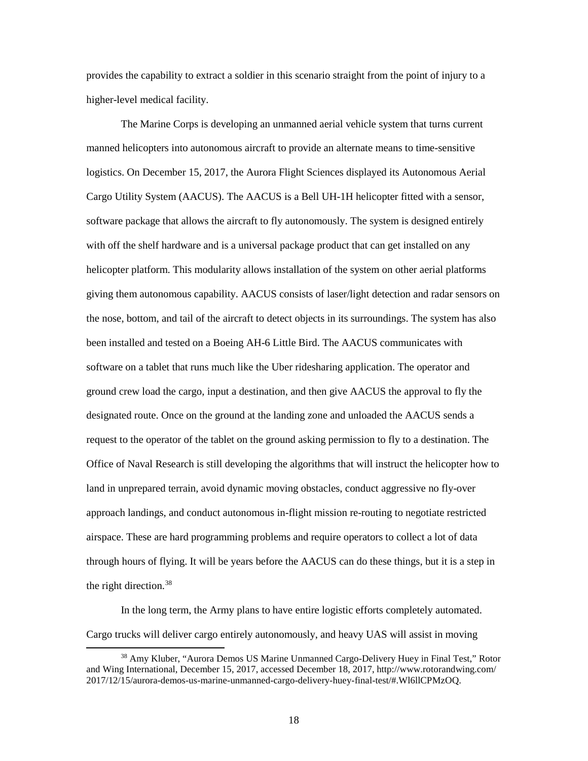provides the capability to extract a soldier in this scenario straight from the point of injury to a higher-level medical facility.

The Marine Corps is developing an unmanned aerial vehicle system that turns current manned helicopters into autonomous aircraft to provide an alternate means to time-sensitive logistics. On December 15, 2017, the Aurora Flight Sciences displayed its Autonomous Aerial Cargo Utility System (AACUS). The AACUS is a Bell UH-1H helicopter fitted with a sensor, software package that allows the aircraft to fly autonomously. The system is designed entirely with off the shelf hardware and is a universal package product that can get installed on any helicopter platform. This modularity allows installation of the system on other aerial platforms giving them autonomous capability. AACUS consists of laser/light detection and radar sensors on the nose, bottom, and tail of the aircraft to detect objects in its surroundings. The system has also been installed and tested on a Boeing AH-6 Little Bird. The AACUS communicates with software on a tablet that runs much like the Uber ridesharing application. The operator and ground crew load the cargo, input a destination, and then give AACUS the approval to fly the designated route. Once on the ground at the landing zone and unloaded the AACUS sends a request to the operator of the tablet on the ground asking permission to fly to a destination. The Office of Naval Research is still developing the algorithms that will instruct the helicopter how to land in unprepared terrain, avoid dynamic moving obstacles, conduct aggressive no fly-over approach landings, and conduct autonomous in-flight mission re-routing to negotiate restricted airspace. These are hard programming problems and require operators to collect a lot of data through hours of flying. It will be years before the AACUS can do these things, but it is a step in the right direction.[38]

In the long term, the Army plans to have entire logistic efforts completely automated. Cargo trucks will deliver cargo entirely autonomously, and heavy UAS will assist in moving

[38] Amy Kluber, "Aurora Demos US Marine Unmanned Cargo-Delivery Huey in Final Test," Rotor and Wing International, December 15, 2017, accessed December 18, 2017, http://www.rotorandwing.com/2017/12/15/aurora-demos-us-marine-unmanned-cargo-delivery-huey-final-test/#.Wl6llCPMzOQ.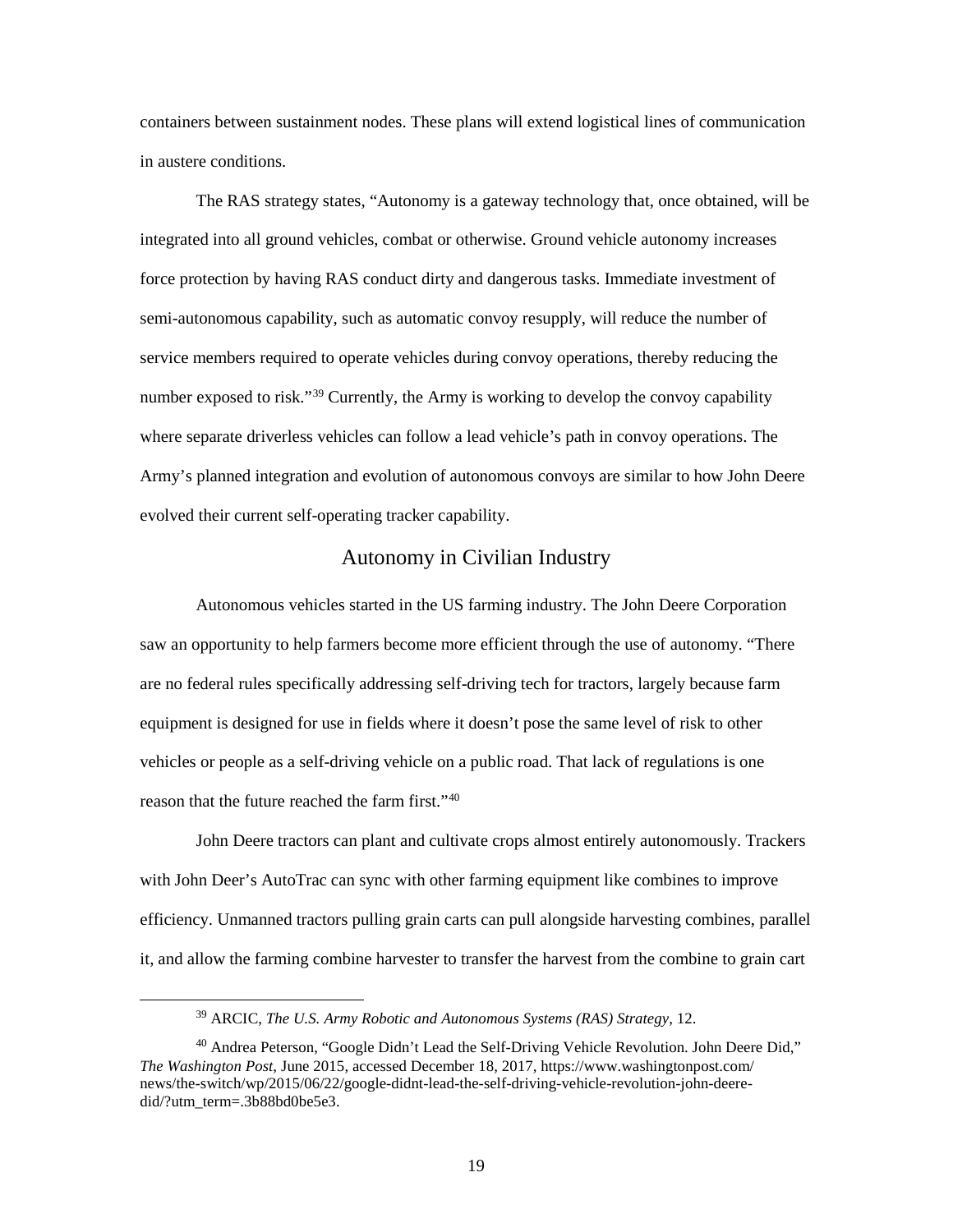containers between sustainment nodes. These plans will extend logistical lines of communication in austere conditions.

The RAS strategy states, "Autonomy is a gateway technology that, once obtained, will be integrated into all ground vehicles, combat or otherwise. Ground vehicle autonomy increases force protection by having RAS conduct dirty and dangerous tasks. Immediate investment of semi-autonomous capability, such as automatic convoy resupply, will reduce the number of service members required to operate vehicles during convoy operations, thereby reducing the number exposed to risk."[39] Currently, the Army is working to develop the convoy capability where separate driverless vehicles can follow a lead vehicle's path in convoy operations. The Army's planned integration and evolution of autonomous convoys are similar to how John Deere evolved their current self-operating tracker capability.

## Autonomy in Civilian Industry

Autonomous vehicles started in the US farming industry. The John Deere Corporation saw an opportunity to help farmers become more efficient through the use of autonomy. "There are no federal rules specifically addressing self-driving tech for tractors, largely because farm equipment is designed for use in fields where it doesn't pose the same level of risk to other vehicles or people as a self-driving vehicle on a public road. That lack of regulations is one reason that the future reached the farm first."[40]

John Deere tractors can plant and cultivate crops almost entirely autonomously. Trackers with John Deer's AutoTrac can sync with other farming equipment like combines to improve efficiency. Unmanned tractors pulling grain carts can pull alongside harvesting combines, parallel it, and allow the farming combine harvester to transfer the harvest from the combine to grain cart

---

[39] ARCIC, *The U.S. Army Robotic and Autonomous Systems (RAS) Strategy*, 12.

[40] Andrea Peterson, "Google Didn't Lead the Self-Driving Vehicle Revolution. John Deere Did," *The Washington Post*, June 2015, accessed December 18, 2017, https://www.washingtonpost.com/news/the-switch/wp/2015/06/22/google-didnt-lead-the-self-driving-vehicle-revolution-john-deere-did/?utm_term=.3b88bd0be5e3.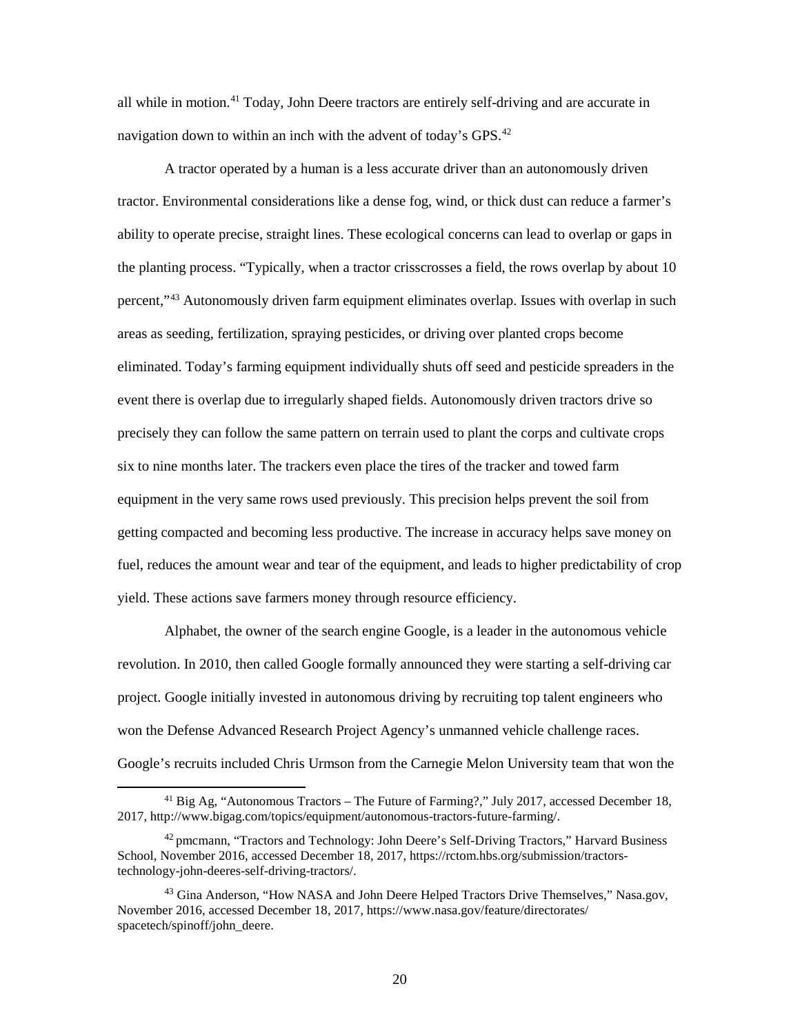all while in motion.[41] Today, John Deere tractors are entirely self-driving and are accurate in navigation down to within an inch with the advent of today's GPS.[42]

A tractor operated by a human is a less accurate driver than an autonomously driven tractor. Environmental considerations like a dense fog, wind, or thick dust can reduce a farmer's ability to operate precise, straight lines. These ecological concerns can lead to overlap or gaps in the planting process. "Typically, when a tractor crisscrosses a field, the rows overlap by about 10 percent,"[43] Autonomously driven farm equipment eliminates overlap. Issues with overlap in such areas as seeding, fertilization, spraying pesticides, or driving over planted crops become eliminated. Today's farming equipment individually shuts off seed and pesticide spreaders in the event there is overlap due to irregularly shaped fields. Autonomously driven tractors drive so precisely they can follow the same pattern on terrain used to plant the corps and cultivate crops six to nine months later. The trackers even place the tires of the tracker and towed farm equipment in the very same rows used previously. This precision helps prevent the soil from getting compacted and becoming less productive. The increase in accuracy helps save money on fuel, reduces the amount wear and tear of the equipment, and leads to higher predictability of crop yield. These actions save farmers money through resource efficiency.

Alphabet, the owner of the search engine Google, is a leader in the autonomous vehicle revolution. In 2010, then called Google formally announced they were starting a self-driving car project. Google initially invested in autonomous driving by recruiting top talent engineers who won the Defense Advanced Research Project Agency's unmanned vehicle challenge races. Google's recruits included Chris Urmson from the Carnegie Melon University team that won the

---

[41] Big Ag, "Autonomous Tractors – The Future of Farming?," July 2017, accessed December 18, 2017, http://www.bigag.com/topics/equipment/autonomous-tractors-future-farming/.

[42] pmcmann, "Tractors and Technology: John Deere's Self-Driving Tractors," Harvard Business School, November 2016, accessed December 18, 2017, https://rctom.hbs.org/submission/tractors-technology-john-deeres-self-driving-tractors/.

[43] Gina Anderson, "How NASA and John Deere Helped Tractors Drive Themselves," Nasa.gov, November 2016, accessed December 18, 2017, https://www.nasa.gov/feature/directorates/spacetech/spinoff/john_deere.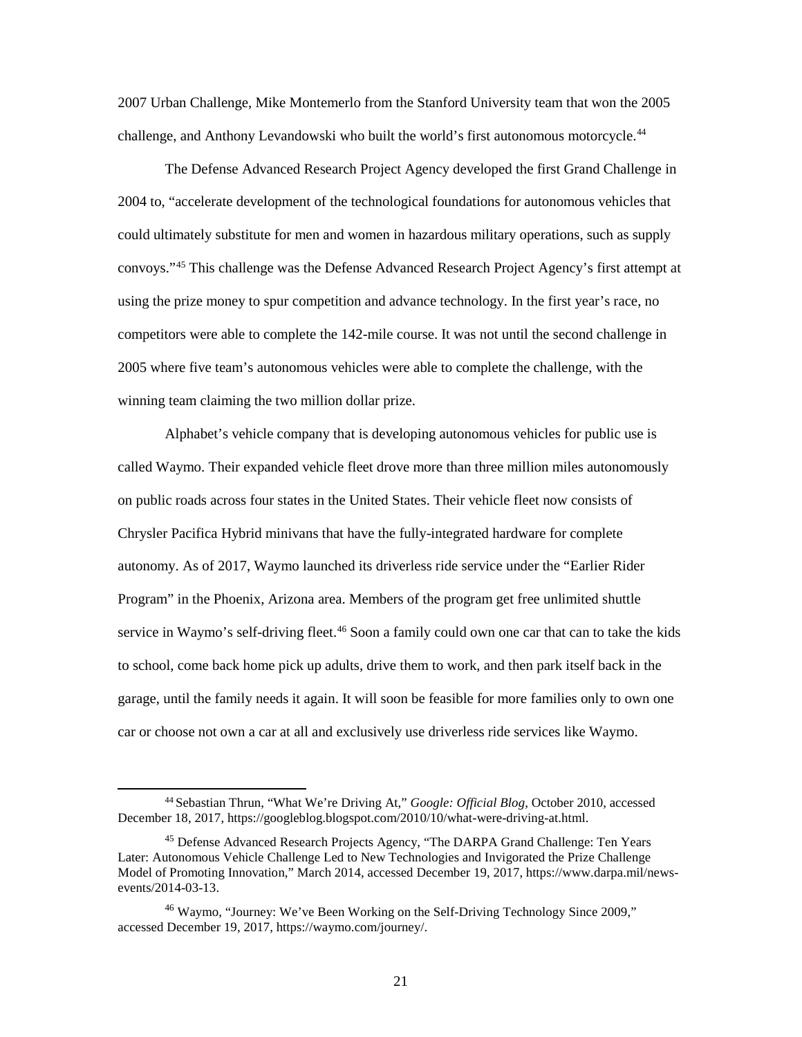2007 Urban Challenge, Mike Montemerlo from the Stanford University team that won the 2005 challenge, and Anthony Levandowski who built the world's first autonomous motorcycle.[44]

The Defense Advanced Research Project Agency developed the first Grand Challenge in 2004 to, "accelerate development of the technological foundations for autonomous vehicles that could ultimately substitute for men and women in hazardous military operations, such as supply convoys."[45] This challenge was the Defense Advanced Research Project Agency's first attempt at using the prize money to spur competition and advance technology. In the first year's race, no competitors were able to complete the 142-mile course. It was not until the second challenge in 2005 where five team's autonomous vehicles were able to complete the challenge, with the winning team claiming the two million dollar prize.

Alphabet's vehicle company that is developing autonomous vehicles for public use is called Waymo. Their expanded vehicle fleet drove more than three million miles autonomously on public roads across four states in the United States. Their vehicle fleet now consists of Chrysler Pacifica Hybrid minivans that have the fully-integrated hardware for complete autonomy. As of 2017, Waymo launched its driverless ride service under the "Earlier Rider Program" in the Phoenix, Arizona area. Members of the program get free unlimited shuttle service in Waymo's self-driving fleet.[46] Soon a family could own one car that can to take the kids to school, come back home pick up adults, drive them to work, and then park itself back in the garage, until the family needs it again. It will soon be feasible for more families only to own one car or choose not own a car at all and exclusively use driverless ride services like Waymo.

---

[44] Sebastian Thrun, "What We're Driving At," *Google: Official Blog*, October 2010, accessed December 18, 2017, https://googleblog.blogspot.com/2010/10/what-were-driving-at.html.

[45] Defense Advanced Research Projects Agency, "The DARPA Grand Challenge: Ten Years Later: Autonomous Vehicle Challenge Led to New Technologies and Invigorated the Prize Challenge Model of Promoting Innovation," March 2014, accessed December 19, 2017, https://www.darpa.mil/news-events/2014-03-13.

[46] Waymo, "Journey: We've Been Working on the Self-Driving Technology Since 2009," accessed December 19, 2017, https://waymo.com/journey/.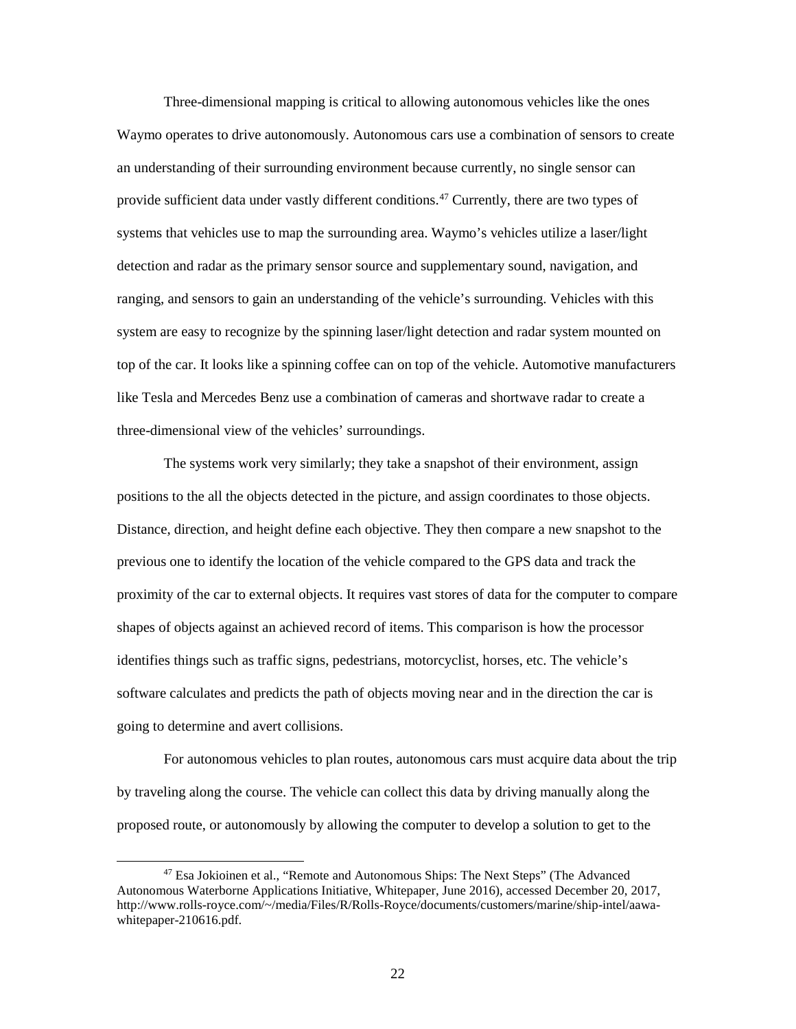Three-dimensional mapping is critical to allowing autonomous vehicles like the ones Waymo operates to drive autonomously. Autonomous cars use a combination of sensors to create an understanding of their surrounding environment because currently, no single sensor can provide sufficient data under vastly different conditions.[47] Currently, there are two types of systems that vehicles use to map the surrounding area. Waymo's vehicles utilize a laser/light detection and radar as the primary sensor source and supplementary sound, navigation, and ranging, and sensors to gain an understanding of the vehicle's surrounding. Vehicles with this system are easy to recognize by the spinning laser/light detection and radar system mounted on top of the car. It looks like a spinning coffee can on top of the vehicle. Automotive manufacturers like Tesla and Mercedes Benz use a combination of cameras and shortwave radar to create a three-dimensional view of the vehicles' surroundings.

The systems work very similarly; they take a snapshot of their environment, assign positions to the all the objects detected in the picture, and assign coordinates to those objects. Distance, direction, and height define each objective. They then compare a new snapshot to the previous one to identify the location of the vehicle compared to the GPS data and track the proximity of the car to external objects. It requires vast stores of data for the computer to compare shapes of objects against an achieved record of items. This comparison is how the processor identifies things such as traffic signs, pedestrians, motorcyclist, horses, etc. The vehicle's software calculates and predicts the path of objects moving near and in the direction the car is going to determine and avert collisions.

For autonomous vehicles to plan routes, autonomous cars must acquire data about the trip by traveling along the course. The vehicle can collect this data by driving manually along the proposed route, or autonomously by allowing the computer to develop a solution to get to the

---

[47] Esa Jokioinen et al., "Remote and Autonomous Ships: The Next Steps" (The Advanced Autonomous Waterborne Applications Initiative, Whitepaper, June 2016), accessed December 20, 2017, http://www.rolls-royce.com/~/media/Files/R/Rolls-Royce/documents/customers/marine/ship-intel/aawa-whitepaper-210616.pdf.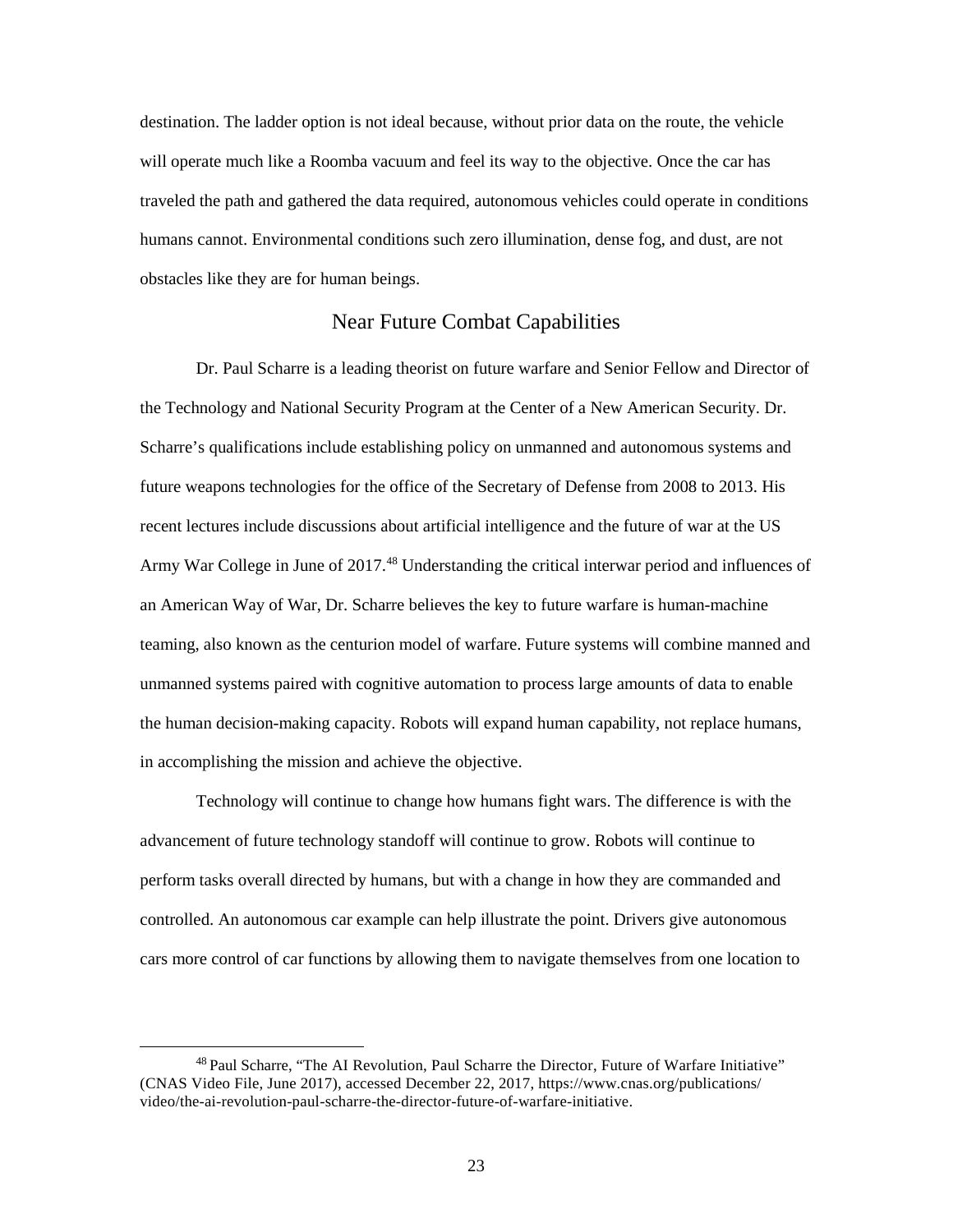destination. The ladder option is not ideal because, without prior data on the route, the vehicle will operate much like a Roomba vacuum and feel its way to the objective. Once the car has traveled the path and gathered the data required, autonomous vehicles could operate in conditions humans cannot. Environmental conditions such zero illumination, dense fog, and dust, are not obstacles like they are for human beings.

## Near Future Combat Capabilities

Dr. Paul Scharre is a leading theorist on future warfare and Senior Fellow and Director of the Technology and National Security Program at the Center of a New American Security. Dr. Scharre's qualifications include establishing policy on unmanned and autonomous systems and future weapons technologies for the office of the Secretary of Defense from 2008 to 2013. His recent lectures include discussions about artificial intelligence and the future of war at the US Army War College in June of 2017.[48] Understanding the critical interwar period and influences of an American Way of War, Dr. Scharre believes the key to future warfare is human-machine teaming, also known as the centurion model of warfare. Future systems will combine manned and unmanned systems paired with cognitive automation to process large amounts of data to enable the human decision-making capacity. Robots will expand human capability, not replace humans, in accomplishing the mission and achieve the objective.

Technology will continue to change how humans fight wars. The difference is with the advancement of future technology standoff will continue to grow. Robots will continue to perform tasks overall directed by humans, but with a change in how they are commanded and controlled. An autonomous car example can help illustrate the point. Drivers give autonomous cars more control of car functions by allowing them to navigate themselves from one location to

---

[48] Paul Scharre, "The AI Revolution, Paul Scharre the Director, Future of Warfare Initiative" (CNAS Video File, June 2017), accessed December 22, 2017, https://www.cnas.org/publications/video/the-ai-revolution-paul-scharre-the-director-future-of-warfare-initiative.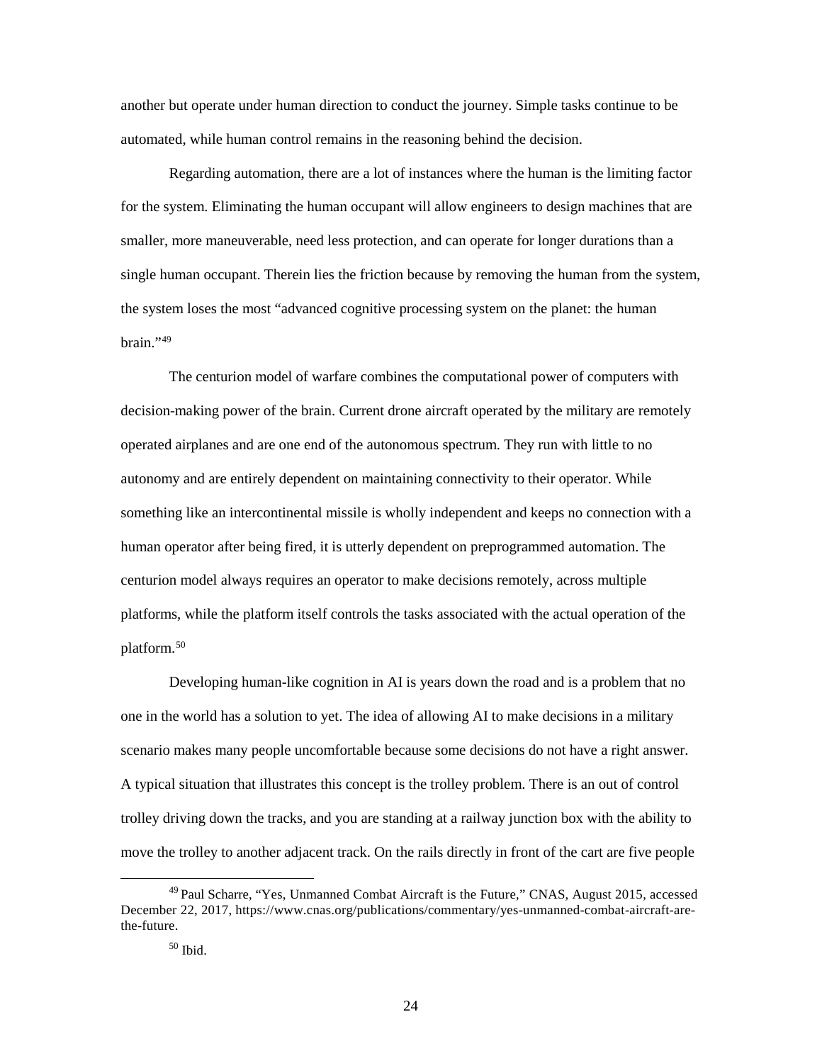another but operate under human direction to conduct the journey. Simple tasks continue to be automated, while human control remains in the reasoning behind the decision.

Regarding automation, there are a lot of instances where the human is the limiting factor for the system. Eliminating the human occupant will allow engineers to design machines that are smaller, more maneuverable, need less protection, and can operate for longer durations than a single human occupant. Therein lies the friction because by removing the human from the system, the system loses the most "advanced cognitive processing system on the planet: the human brain."[49]

The centurion model of warfare combines the computational power of computers with decision-making power of the brain. Current drone aircraft operated by the military are remotely operated airplanes and are one end of the autonomous spectrum. They run with little to no autonomy and are entirely dependent on maintaining connectivity to their operator. While something like an intercontinental missile is wholly independent and keeps no connection with a human operator after being fired, it is utterly dependent on preprogrammed automation. The centurion model always requires an operator to make decisions remotely, across multiple platforms, while the platform itself controls the tasks associated with the actual operation of the platform.[50]

Developing human-like cognition in AI is years down the road and is a problem that no one in the world has a solution to yet. The idea of allowing AI to make decisions in a military scenario makes many people uncomfortable because some decisions do not have a right answer. A typical situation that illustrates this concept is the trolley problem. There is an out of control trolley driving down the tracks, and you are standing at a railway junction box with the ability to move the trolley to another adjacent track. On the rails directly in front of the cart are five people

---

[49] Paul Scharre, "Yes, Unmanned Combat Aircraft is the Future," CNAS, August 2015, accessed December 22, 2017, https://www.cnas.org/publications/commentary/yes-unmanned-combat-aircraft-are-the-future.

[50] Ibid.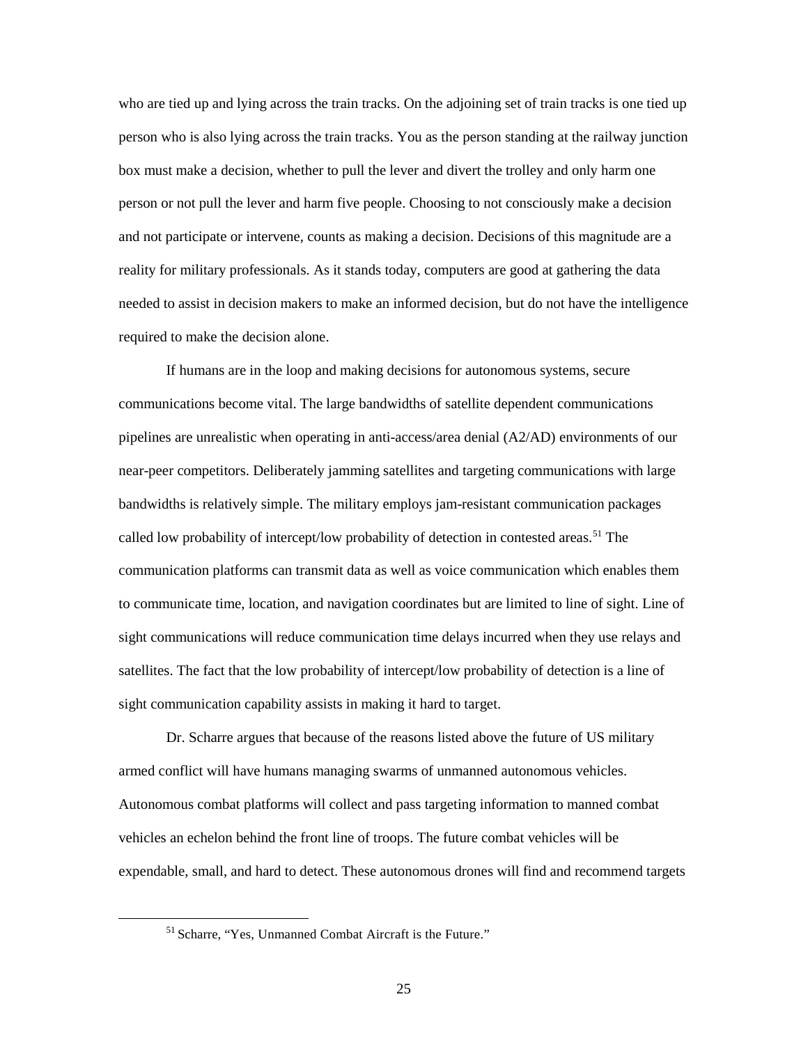who are tied up and lying across the train tracks. On the adjoining set of train tracks is one tied up person who is also lying across the train tracks. You as the person standing at the railway junction box must make a decision, whether to pull the lever and divert the trolley and only harm one person or not pull the lever and harm five people. Choosing to not consciously make a decision and not participate or intervene, counts as making a decision. Decisions of this magnitude are a reality for military professionals. As it stands today, computers are good at gathering the data needed to assist in decision makers to make an informed decision, but do not have the intelligence required to make the decision alone.

If humans are in the loop and making decisions for autonomous systems, secure communications become vital. The large bandwidths of satellite dependent communications pipelines are unrealistic when operating in anti-access/area denial (A2/AD) environments of our near-peer competitors. Deliberately jamming satellites and targeting communications with large bandwidths is relatively simple. The military employs jam-resistant communication packages called low probability of intercept/low probability of detection in contested areas.[51] The communication platforms can transmit data as well as voice communication which enables them to communicate time, location, and navigation coordinates but are limited to line of sight. Line of sight communications will reduce communication time delays incurred when they use relays and satellites. The fact that the low probability of intercept/low probability of detection is a line of sight communication capability assists in making it hard to target.

Dr. Scharre argues that because of the reasons listed above the future of US military armed conflict will have humans managing swarms of unmanned autonomous vehicles. Autonomous combat platforms will collect and pass targeting information to manned combat vehicles an echelon behind the front line of troops. The future combat vehicles will be expendable, small, and hard to detect. These autonomous drones will find and recommend targets

[51] Scharre, "Yes, Unmanned Combat Aircraft is the Future."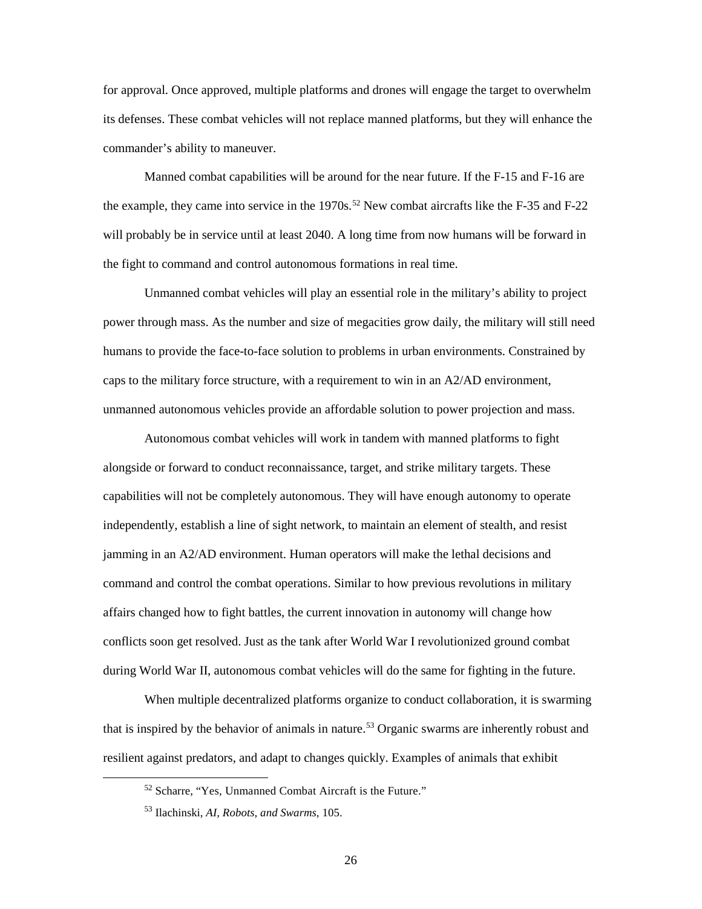for approval. Once approved, multiple platforms and drones will engage the target to overwhelm its defenses. These combat vehicles will not replace manned platforms, but they will enhance the commander's ability to maneuver.

Manned combat capabilities will be around for the near future. If the F-15 and F-16 are the example, they came into service in the 1970s.[52] New combat aircrafts like the F-35 and F-22 will probably be in service until at least 2040. A long time from now humans will be forward in the fight to command and control autonomous formations in real time.

Unmanned combat vehicles will play an essential role in the military's ability to project power through mass. As the number and size of megacities grow daily, the military will still need humans to provide the face-to-face solution to problems in urban environments. Constrained by caps to the military force structure, with a requirement to win in an A2/AD environment, unmanned autonomous vehicles provide an affordable solution to power projection and mass.

Autonomous combat vehicles will work in tandem with manned platforms to fight alongside or forward to conduct reconnaissance, target, and strike military targets. These capabilities will not be completely autonomous. They will have enough autonomy to operate independently, establish a line of sight network, to maintain an element of stealth, and resist jamming in an A2/AD environment. Human operators will make the lethal decisions and command and control the combat operations. Similar to how previous revolutions in military affairs changed how to fight battles, the current innovation in autonomy will change how conflicts soon get resolved. Just as the tank after World War I revolutionized ground combat during World War II, autonomous combat vehicles will do the same for fighting in the future.

When multiple decentralized platforms organize to conduct collaboration, it is swarming that is inspired by the behavior of animals in nature.[53] Organic swarms are inherently robust and resilient against predators, and adapt to changes quickly. Examples of animals that exhibit

---

[52] Scharre, "Yes, Unmanned Combat Aircraft is the Future."

[53] Ilachinski, *AI, Robots, and Swarms*, 105.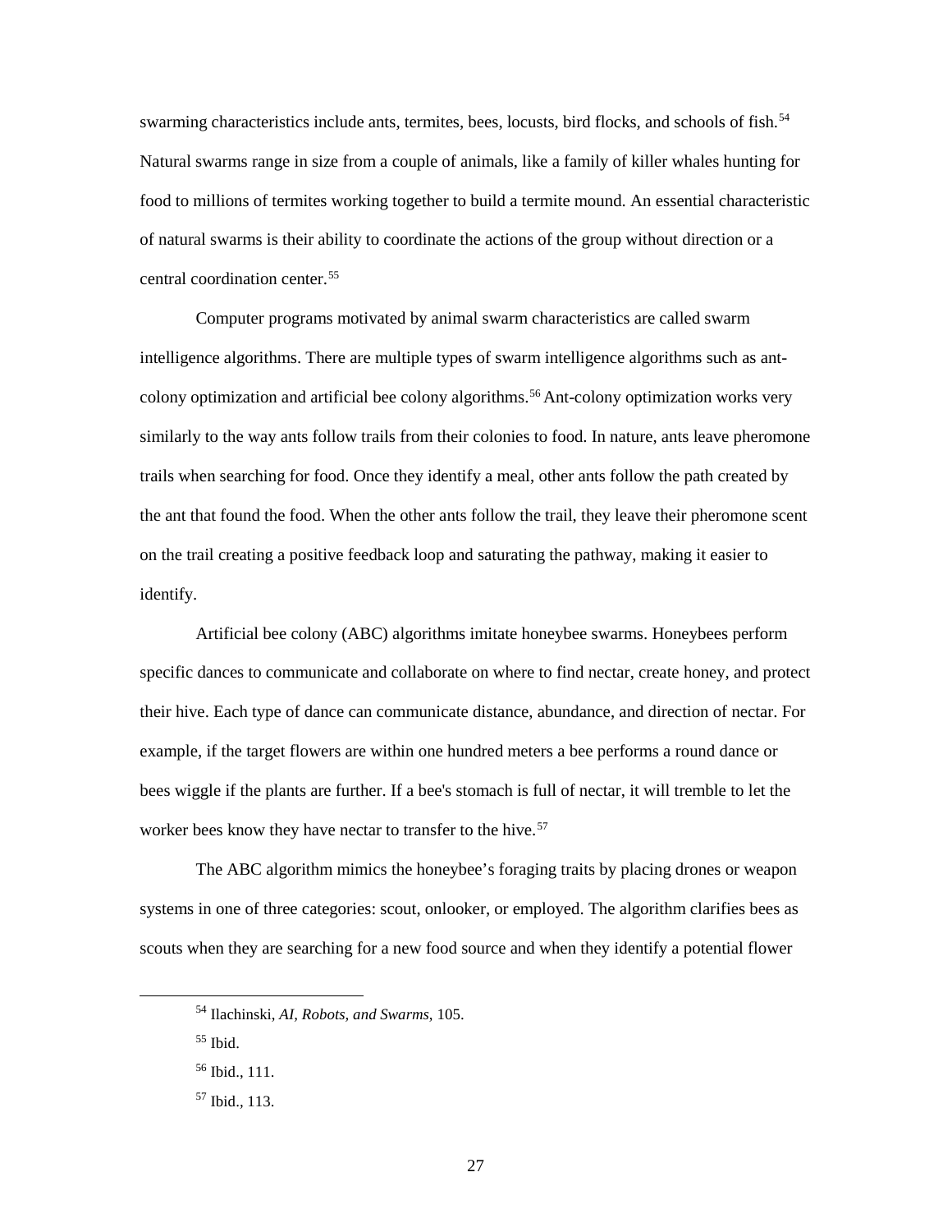swarming characteristics include ants, termites, bees, locusts, bird flocks, and schools of fish.[54] Natural swarms range in size from a couple of animals, like a family of killer whales hunting for food to millions of termites working together to build a termite mound. An essential characteristic of natural swarms is their ability to coordinate the actions of the group without direction or a central coordination center.[55]

Computer programs motivated by animal swarm characteristics are called swarm intelligence algorithms. There are multiple types of swarm intelligence algorithms such as ant-colony optimization and artificial bee colony algorithms.[56] Ant-colony optimization works very similarly to the way ants follow trails from their colonies to food. In nature, ants leave pheromone trails when searching for food. Once they identify a meal, other ants follow the path created by the ant that found the food. When the other ants follow the trail, they leave their pheromone scent on the trail creating a positive feedback loop and saturating the pathway, making it easier to identify.

Artificial bee colony (ABC) algorithms imitate honeybee swarms. Honeybees perform specific dances to communicate and collaborate on where to find nectar, create honey, and protect their hive. Each type of dance can communicate distance, abundance, and direction of nectar. For example, if the target flowers are within one hundred meters a bee performs a round dance or bees wiggle if the plants are further. If a bee's stomach is full of nectar, it will tremble to let the worker bees know they have nectar to transfer to the hive.[57]

The ABC algorithm mimics the honeybee's foraging traits by placing drones or weapon systems in one of three categories: scout, onlooker, or employed. The algorithm clarifies bees as scouts when they are searching for a new food source and when they identify a potential flower

---

[54] Ilachinski, *AI, Robots, and Swarms,* 105.

[55] Ibid.

[56] Ibid., 111.

[57] Ibid., 113.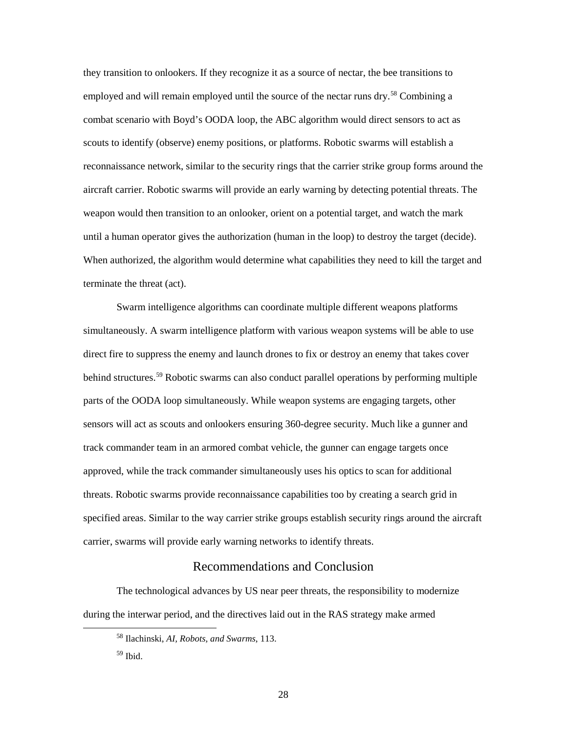they transition to onlookers. If they recognize it as a source of nectar, the bee transitions to employed and will remain employed until the source of the nectar runs dry.[58] Combining a combat scenario with Boyd's OODA loop, the ABC algorithm would direct sensors to act as scouts to identify (observe) enemy positions, or platforms. Robotic swarms will establish a reconnaissance network, similar to the security rings that the carrier strike group forms around the aircraft carrier. Robotic swarms will provide an early warning by detecting potential threats. The weapon would then transition to an onlooker, orient on a potential target, and watch the mark until a human operator gives the authorization (human in the loop) to destroy the target (decide). When authorized, the algorithm would determine what capabilities they need to kill the target and terminate the threat (act).

Swarm intelligence algorithms can coordinate multiple different weapons platforms simultaneously. A swarm intelligence platform with various weapon systems will be able to use direct fire to suppress the enemy and launch drones to fix or destroy an enemy that takes cover behind structures.[59] Robotic swarms can also conduct parallel operations by performing multiple parts of the OODA loop simultaneously. While weapon systems are engaging targets, other sensors will act as scouts and onlookers ensuring 360-degree security. Much like a gunner and track commander team in an armored combat vehicle, the gunner can engage targets once approved, while the track commander simultaneously uses his optics to scan for additional threats. Robotic swarms provide reconnaissance capabilities too by creating a search grid in specified areas. Similar to the way carrier strike groups establish security rings around the aircraft carrier, swarms will provide early warning networks to identify threats.

## Recommendations and Conclusion

The technological advances by US near peer threats, the responsibility to modernize during the interwar period, and the directives laid out in the RAS strategy make armed

---

[58] Ilachinski, *AI, Robots, and Swarms*, 113.

[59] Ibid.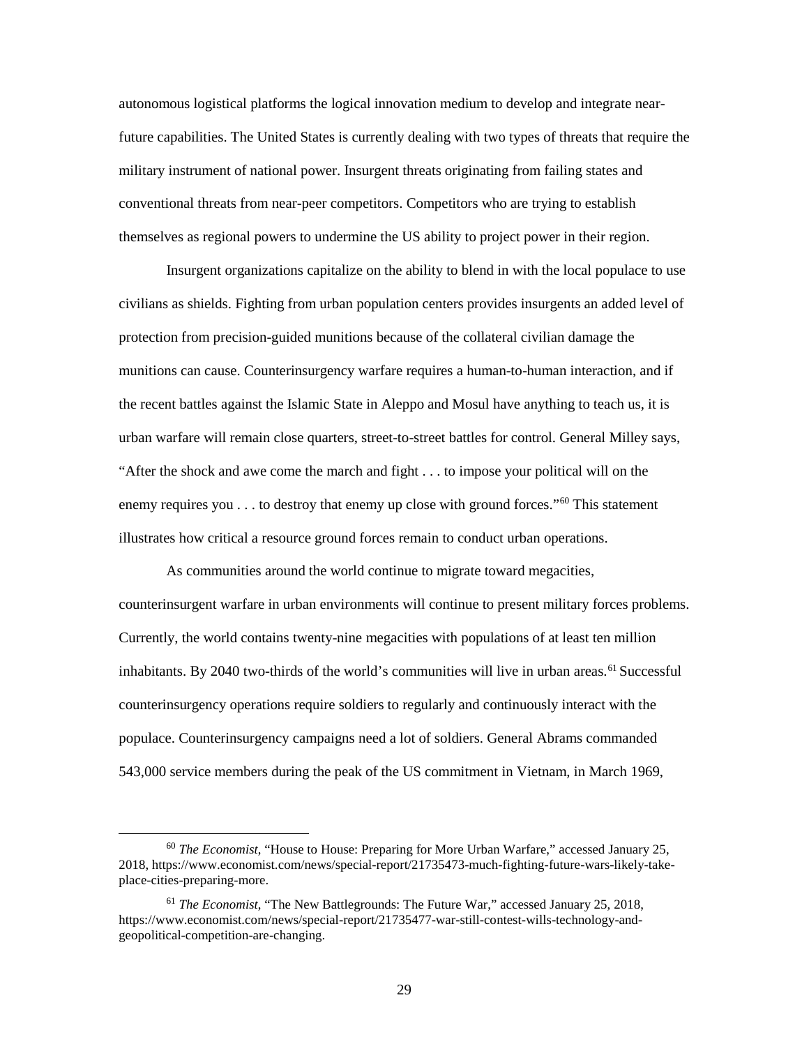autonomous logistical platforms the logical innovation medium to develop and integrate near-future capabilities. The United States is currently dealing with two types of threats that require the military instrument of national power. Insurgent threats originating from failing states and conventional threats from near-peer competitors. Competitors who are trying to establish themselves as regional powers to undermine the US ability to project power in their region.

Insurgent organizations capitalize on the ability to blend in with the local populace to use civilians as shields. Fighting from urban population centers provides insurgents an added level of protection from precision-guided munitions because of the collateral civilian damage the munitions can cause. Counterinsurgency warfare requires a human-to-human interaction, and if the recent battles against the Islamic State in Aleppo and Mosul have anything to teach us, it is urban warfare will remain close quarters, street-to-street battles for control. General Milley says, "After the shock and awe come the march and fight . . . to impose your political will on the enemy requires you . . . to destroy that enemy up close with ground forces."[60] This statement illustrates how critical a resource ground forces remain to conduct urban operations.

As communities around the world continue to migrate toward megacities, counterinsurgent warfare in urban environments will continue to present military forces problems. Currently, the world contains twenty-nine megacities with populations of at least ten million inhabitants. By 2040 two-thirds of the world's communities will live in urban areas.[61] Successful counterinsurgency operations require soldiers to regularly and continuously interact with the populace. Counterinsurgency campaigns need a lot of soldiers. General Abrams commanded 543,000 service members during the peak of the US commitment in Vietnam, in March 1969,

---

[60] *The Economist*, "House to House: Preparing for More Urban Warfare," accessed January 25, 2018, https://www.economist.com/news/special-report/21735473-much-fighting-future-wars-likely-take-place-cities-preparing-more.

[61] *The Economist*, "The New Battlegrounds: The Future War," accessed January 25, 2018, https://www.economist.com/news/special-report/21735477-war-still-contest-wills-technology-and-geopolitical-competition-are-changing.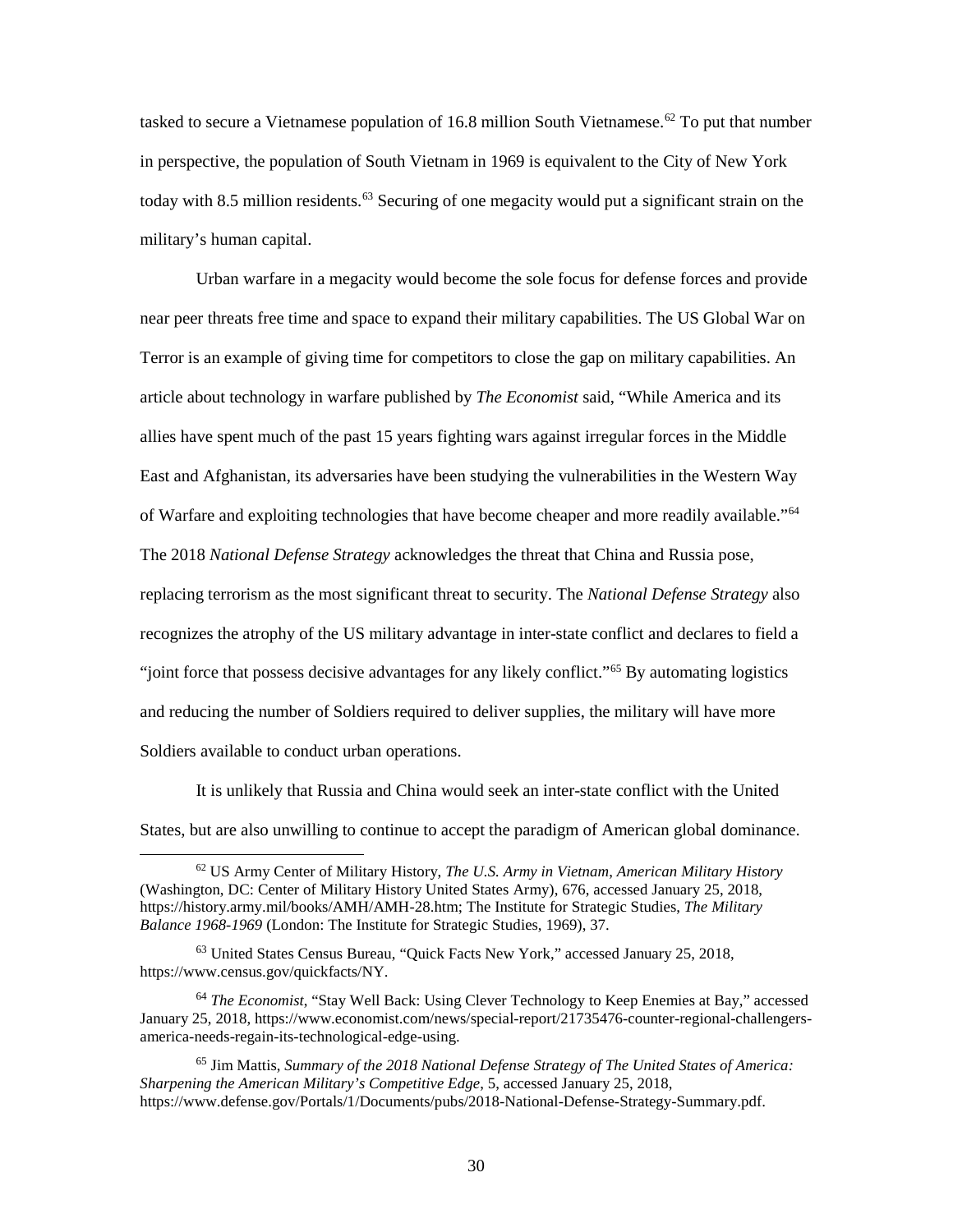tasked to secure a Vietnamese population of 16.8 million South Vietnamese.[62] To put that number in perspective, the population of South Vietnam in 1969 is equivalent to the City of New York today with 8.5 million residents.[63] Securing of one megacity would put a significant strain on the military's human capital.

Urban warfare in a megacity would become the sole focus for defense forces and provide near peer threats free time and space to expand their military capabilities. The US Global War on Terror is an example of giving time for competitors to close the gap on military capabilities. An article about technology in warfare published by *The Economist* said, "While America and its allies have spent much of the past 15 years fighting wars against irregular forces in the Middle East and Afghanistan, its adversaries have been studying the vulnerabilities in the Western Way of Warfare and exploiting technologies that have become cheaper and more readily available."[64] The 2018 *National Defense Strategy* acknowledges the threat that China and Russia pose, replacing terrorism as the most significant threat to security. The *National Defense Strategy* also recognizes the atrophy of the US military advantage in inter-state conflict and declares to field a "joint force that possess decisive advantages for any likely conflict."[65] By automating logistics and reducing the number of Soldiers required to deliver supplies, the military will have more Soldiers available to conduct urban operations.

It is unlikely that Russia and China would seek an inter-state conflict with the United States, but are also unwilling to continue to accept the paradigm of American global dominance.

---

[62] US Army Center of Military History, *The U.S. Army in Vietnam*, *American Military History* (Washington, DC: Center of Military History United States Army), 676, accessed January 25, 2018, https://history.army.mil/books/AMH/AMH-28.htm; The Institute for Strategic Studies, *The Military Balance 1968-1969* (London: The Institute for Strategic Studies, 1969), 37.

[63] United States Census Bureau, "Quick Facts New York," accessed January 25, 2018, https://www.census.gov/quickfacts/NY.

[64] *The Economist*, "Stay Well Back: Using Clever Technology to Keep Enemies at Bay," accessed January 25, 2018, https://www.economist.com/news/special-report/21735476-counter-regional-challengers-america-needs-regain-its-technological-edge-using.

[65] Jim Mattis, *Summary of the 2018 National Defense Strategy of The United States of America: Sharpening the American Military's Competitive Edge*, 5, accessed January 25, 2018, https://www.defense.gov/Portals/1/Documents/pubs/2018-National-Defense-Strategy-Summary.pdf.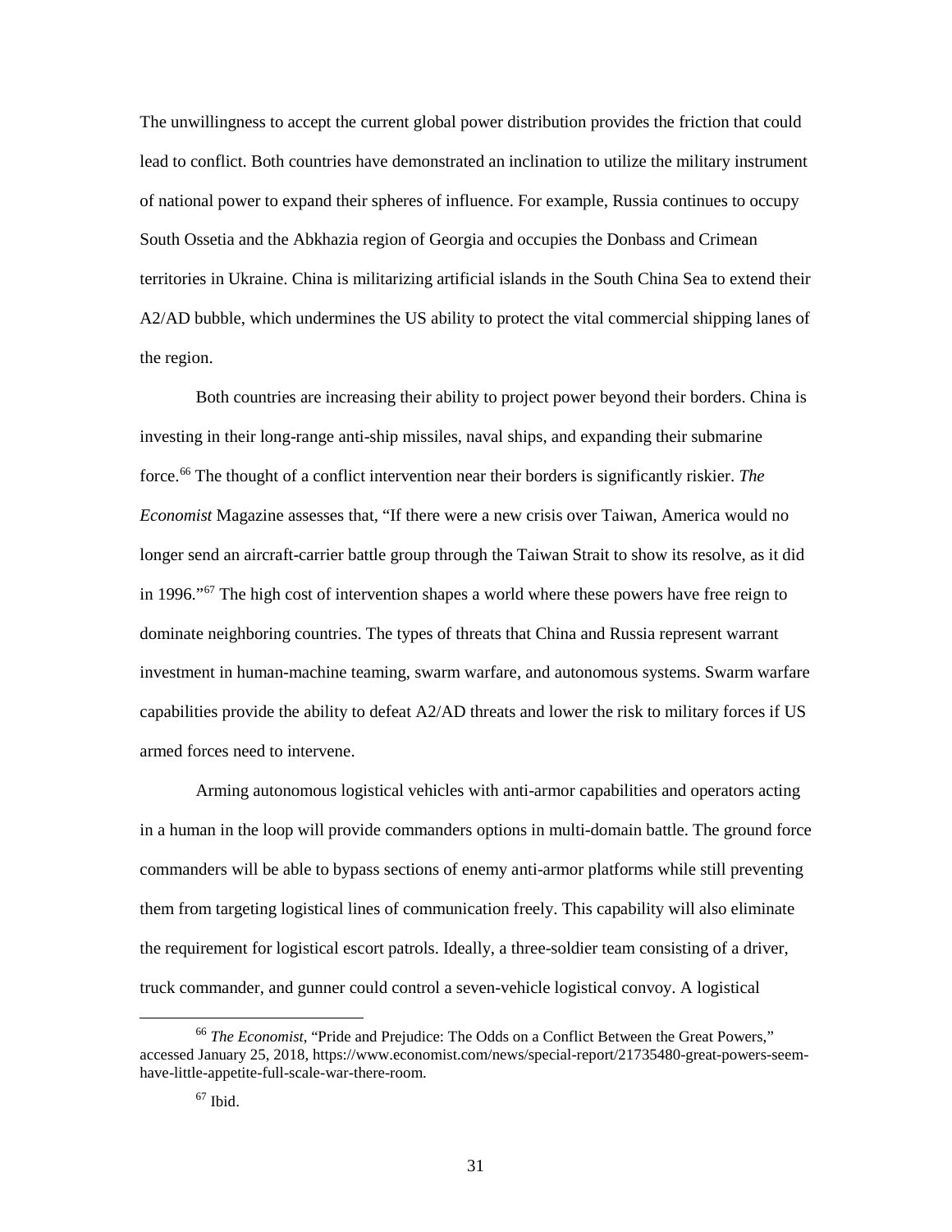The unwillingness to accept the current global power distribution provides the friction that could lead to conflict. Both countries have demonstrated an inclination to utilize the military instrument of national power to expand their spheres of influence. For example, Russia continues to occupy South Ossetia and the Abkhazia region of Georgia and occupies the Donbass and Crimean territories in Ukraine. China is militarizing artificial islands in the South China Sea to extend their A2/AD bubble, which undermines the US ability to protect the vital commercial shipping lanes of the region.

Both countries are increasing their ability to project power beyond their borders. China is investing in their long-range anti-ship missiles, naval ships, and expanding their submarine force.[66] The thought of a conflict intervention near their borders is significantly riskier. *The Economist* Magazine assesses that, "If there were a new crisis over Taiwan, America would no longer send an aircraft-carrier battle group through the Taiwan Strait to show its resolve, as it did in 1996."[67] The high cost of intervention shapes a world where these powers have free reign to dominate neighboring countries. The types of threats that China and Russia represent warrant investment in human-machine teaming, swarm warfare, and autonomous systems. Swarm warfare capabilities provide the ability to defeat A2/AD threats and lower the risk to military forces if US armed forces need to intervene.

Arming autonomous logistical vehicles with anti-armor capabilities and operators acting in a human in the loop will provide commanders options in multi-domain battle. The ground force commanders will be able to bypass sections of enemy anti-armor platforms while still preventing them from targeting logistical lines of communication freely. This capability will also eliminate the requirement for logistical escort patrols. Ideally, a three-soldier team consisting of a driver, truck commander, and gunner could control a seven-vehicle logistical convoy. A logistical

---

[66] *The Economist*, "Pride and Prejudice: The Odds on a Conflict Between the Great Powers," accessed January 25, 2018, https://www.economist.com/news/special-report/21735480-great-powers-seem-have-little-appetite-full-scale-war-there-room.

[67] Ibid.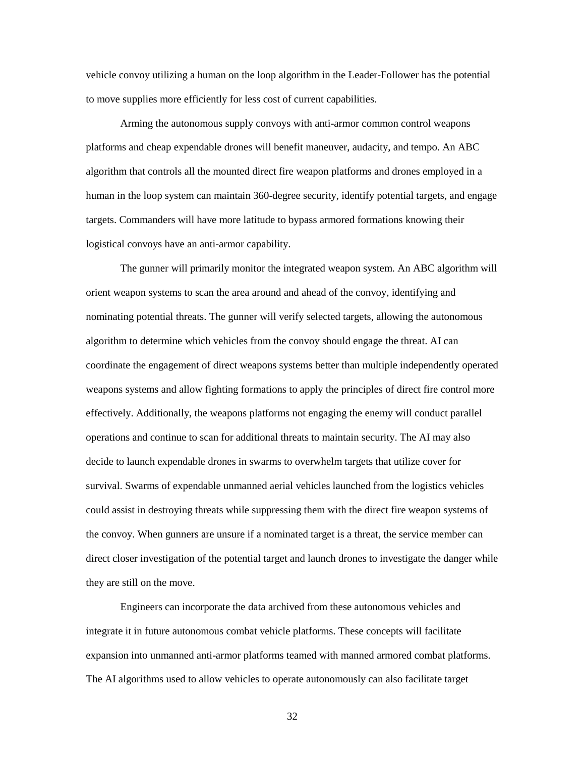vehicle convoy utilizing a human on the loop algorithm in the Leader-Follower has the potential to move supplies more efficiently for less cost of current capabilities.

Arming the autonomous supply convoys with anti-armor common control weapons platforms and cheap expendable drones will benefit maneuver, audacity, and tempo. An ABC algorithm that controls all the mounted direct fire weapon platforms and drones employed in a human in the loop system can maintain 360-degree security, identify potential targets, and engage targets. Commanders will have more latitude to bypass armored formations knowing their logistical convoys have an anti-armor capability.

The gunner will primarily monitor the integrated weapon system. An ABC algorithm will orient weapon systems to scan the area around and ahead of the convoy, identifying and nominating potential threats. The gunner will verify selected targets, allowing the autonomous algorithm to determine which vehicles from the convoy should engage the threat. AI can coordinate the engagement of direct weapons systems better than multiple independently operated weapons systems and allow fighting formations to apply the principles of direct fire control more effectively. Additionally, the weapons platforms not engaging the enemy will conduct parallel operations and continue to scan for additional threats to maintain security. The AI may also decide to launch expendable drones in swarms to overwhelm targets that utilize cover for survival. Swarms of expendable unmanned aerial vehicles launched from the logistics vehicles could assist in destroying threats while suppressing them with the direct fire weapon systems of the convoy. When gunners are unsure if a nominated target is a threat, the service member can direct closer investigation of the potential target and launch drones to investigate the danger while they are still on the move.

Engineers can incorporate the data archived from these autonomous vehicles and integrate it in future autonomous combat vehicle platforms. These concepts will facilitate expansion into unmanned anti-armor platforms teamed with manned armored combat platforms. The AI algorithms used to allow vehicles to operate autonomously can also facilitate target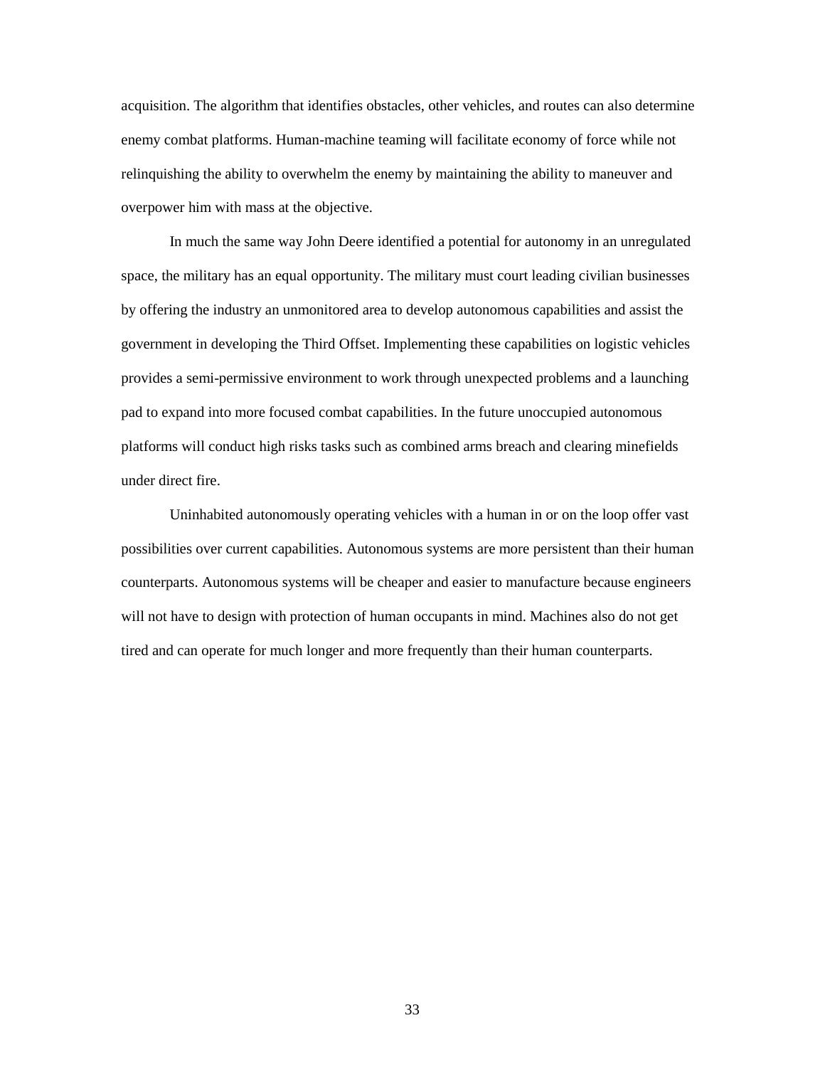acquisition. The algorithm that identifies obstacles, other vehicles, and routes can also determine enemy combat platforms. Human-machine teaming will facilitate economy of force while not relinquishing the ability to overwhelm the enemy by maintaining the ability to maneuver and overpower him with mass at the objective.

In much the same way John Deere identified a potential for autonomy in an unregulated space, the military has an equal opportunity. The military must court leading civilian businesses by offering the industry an unmonitored area to develop autonomous capabilities and assist the government in developing the Third Offset. Implementing these capabilities on logistic vehicles provides a semi-permissive environment to work through unexpected problems and a launching pad to expand into more focused combat capabilities. In the future unoccupied autonomous platforms will conduct high risks tasks such as combined arms breach and clearing minefields under direct fire.

Uninhabited autonomously operating vehicles with a human in or on the loop offer vast possibilities over current capabilities. Autonomous systems are more persistent than their human counterparts. Autonomous systems will be cheaper and easier to manufacture because engineers will not have to design with protection of human occupants in mind. Machines also do not get tired and can operate for much longer and more frequently than their human counterparts.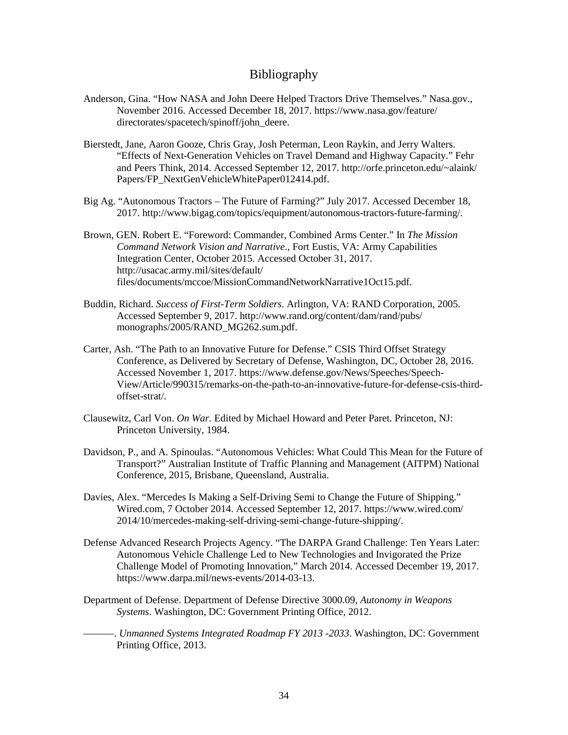# Bibliography

Anderson, Gina. "How NASA and John Deere Helped Tractors Drive Themselves." Nasa.gov., November 2016. Accessed December 18, 2017. https://www.nasa.gov/feature/directorates/spacetech/spinoff/john_deere.

Bierstedt, Jane, Aaron Gooze, Chris Gray, Josh Peterman, Leon Raykin, and Jerry Walters. "Effects of Next-Generation Vehicles on Travel Demand and Highway Capacity." Fehr and Peers Think, 2014. Accessed September 12, 2017. http://orfe.princeton.edu/~alaink/Papers/FP_NextGenVehicleWhitePaper012414.pdf.

Big Ag. "Autonomous Tractors – The Future of Farming?" July 2017. Accessed December 18, 2017. http://www.bigag.com/topics/equipment/autonomous-tractors-future-farming/.

Brown, GEN. Robert E. "Foreword: Commander, Combined Arms Center." In *The Mission Command Network Vision and Narrative*., Fort Eustis, VA: Army Capabilities Integration Center, October 2015. Accessed October 31, 2017. http://usacac.army.mil/sites/default/files/documents/mccoe/MissionCommandNetworkNarrative1Oct15.pdf.

Buddin, Richard. *Success of First-Term Soldiers*. Arlington, VA: RAND Corporation, 2005. Accessed September 9, 2017. http://www.rand.org/content/dam/rand/pubs/monographs/2005/RAND_MG262.sum.pdf.

Carter, Ash. "The Path to an Innovative Future for Defense." CSIS Third Offset Strategy Conference, as Delivered by Secretary of Defense, Washington, DC, October 28, 2016. Accessed November 1, 2017. https://www.defense.gov/News/Speeches/Speech-View/Article/990315/remarks-on-the-path-to-an-innovative-future-for-defense-csis-third-offset-strat/.

Clausewitz, Carl Von. *On War.* Edited by Michael Howard and Peter Paret. Princeton, NJ: Princeton University, 1984.

Davidson, P., and A. Spinoulas. "Autonomous Vehicles: What Could This Mean for the Future of Transport?" Australian Institute of Traffic Planning and Management (AITPM) National Conference, 2015, Brisbane, Queensland, Australia.

Davies, Alex. "Mercedes Is Making a Self-Driving Semi to Change the Future of Shipping." Wired.com, 7 October 2014. Accessed September 12, 2017. https://www.wired.com/2014/10/mercedes-making-self-driving-semi-change-future-shipping/.

Defense Advanced Research Projects Agency. "The DARPA Grand Challenge: Ten Years Later: Autonomous Vehicle Challenge Led to New Technologies and Invigorated the Prize Challenge Model of Promoting Innovation," March 2014. Accessed December 19, 2017. https://www.darpa.mil/news-events/2014-03-13.

Department of Defense. Department of Defense Directive 3000.09, *Autonomy in Weapons Systems*. Washington, DC: Government Printing Office, 2012.

———. *Unmanned Systems Integrated Roadmap FY 2013 -2033*. Washington, DC: Government Printing Office, 2013.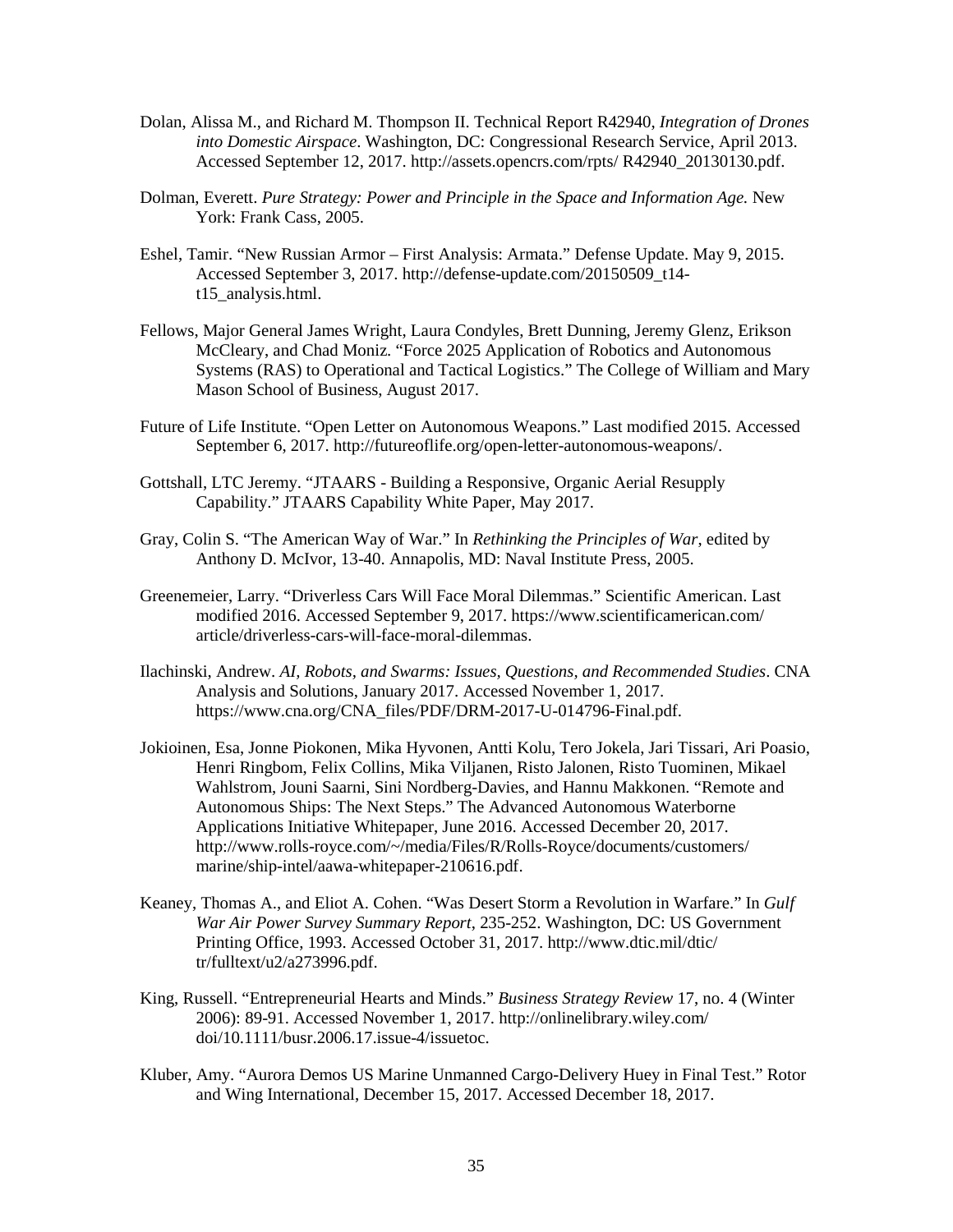Dolan, Alissa M., and Richard M. Thompson II. Technical Report R42940, *Integration of Drones into Domestic Airspace*. Washington, DC: Congressional Research Service, April 2013. Accessed September 12, 2017. http://assets.opencrs.com/rpts/ R42940_20130130.pdf.

Dolman, Everett. *Pure Strategy: Power and Principle in the Space and Information Age.* New York: Frank Cass, 2005.

Eshel, Tamir. "New Russian Armor – First Analysis: Armata." Defense Update. May 9, 2015. Accessed September 3, 2017. http://defense-update.com/20150509_t14-t15_analysis.html.

Fellows, Major General James Wright, Laura Condyles, Brett Dunning, Jeremy Glenz, Erikson McCleary, and Chad Moniz. "Force 2025 Application of Robotics and Autonomous Systems (RAS) to Operational and Tactical Logistics." The College of William and Mary Mason School of Business, August 2017.

Future of Life Institute. "Open Letter on Autonomous Weapons." Last modified 2015. Accessed September 6, 2017. http://futureoflife.org/open-letter-autonomous-weapons/.

Gottshall, LTC Jeremy. "JTAARS - Building a Responsive, Organic Aerial Resupply Capability." JTAARS Capability White Paper, May 2017.

Gray, Colin S. "The American Way of War." In *Rethinking the Principles of War*, edited by Anthony D. McIvor, 13-40. Annapolis, MD: Naval Institute Press, 2005.

Greenemeier, Larry. "Driverless Cars Will Face Moral Dilemmas." Scientific American. Last modified 2016. Accessed September 9, 2017. https://www.scientificamerican.com/ article/driverless-cars-will-face-moral-dilemmas.

Ilachinski, Andrew. *AI, Robots, and Swarms: Issues, Questions, and Recommended Studies*. CNA Analysis and Solutions, January 2017. Accessed November 1, 2017. https://www.cna.org/CNA_files/PDF/DRM-2017-U-014796-Final.pdf.

Jokioinen, Esa, Jonne Piokonen, Mika Hyvonen, Antti Kolu, Tero Jokela, Jari Tissari, Ari Poasio, Henri Ringbom, Felix Collins, Mika Viljanen, Risto Jalonen, Risto Tuominen, Mikael Wahlstrom, Jouni Saarni, Sini Nordberg-Davies, and Hannu Makkonen. "Remote and Autonomous Ships: The Next Steps." The Advanced Autonomous Waterborne Applications Initiative Whitepaper, June 2016. Accessed December 20, 2017. http://www.rolls-royce.com/~/media/Files/R/Rolls-Royce/documents/customers/ marine/ship-intel/aawa-whitepaper-210616.pdf.

Keaney, Thomas A., and Eliot A. Cohen. "Was Desert Storm a Revolution in Warfare." In *Gulf War Air Power Survey Summary Report*, 235-252. Washington, DC: US Government Printing Office, 1993. Accessed October 31, 2017. http://www.dtic.mil/dtic/ tr/fulltext/u2/a273996.pdf.

King, Russell. "Entrepreneurial Hearts and Minds." *Business Strategy Review* 17, no. 4 (Winter 2006): 89-91. Accessed November 1, 2017. http://onlinelibrary.wiley.com/ doi/10.1111/busr.2006.17.issue-4/issuetoc.

Kluber, Amy. "Aurora Demos US Marine Unmanned Cargo-Delivery Huey in Final Test." Rotor and Wing International, December 15, 2017. Accessed December 18, 2017.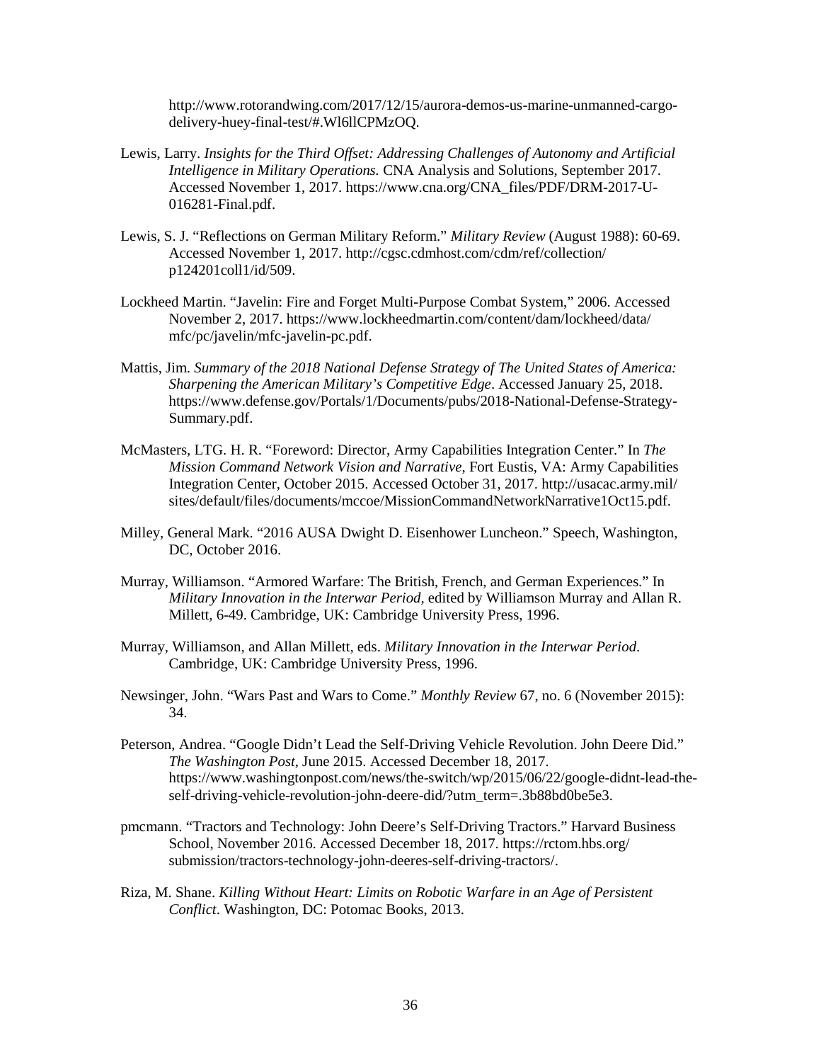http://www.rotorandwing.com/2017/12/15/aurora-demos-us-marine-unmanned-cargo-delivery-huey-final-test/#.Wl6llCPMzOQ.

Lewis, Larry. *Insights for the Third Offset: Addressing Challenges of Autonomy and Artificial Intelligence in Military Operations.* CNA Analysis and Solutions, September 2017. Accessed November 1, 2017. https://www.cna.org/CNA_files/PDF/DRM-2017-U-016281-Final.pdf.

Lewis, S. J. "Reflections on German Military Reform." *Military Review* (August 1988): 60-69. Accessed November 1, 2017. http://cgsc.cdmhost.com/cdm/ref/collection/p124201coll1/id/509.

Lockheed Martin. "Javelin: Fire and Forget Multi-Purpose Combat System," 2006. Accessed November 2, 2017. https://www.lockheedmartin.com/content/dam/lockheed/data/mfc/pc/javelin/mfc-javelin-pc.pdf.

Mattis, Jim. *Summary of the 2018 National Defense Strategy of The United States of America: Sharpening the American Military's Competitive Edge*. Accessed January 25, 2018. https://www.defense.gov/Portals/1/Documents/pubs/2018-National-Defense-Strategy-Summary.pdf.

McMasters, LTG. H. R. "Foreword: Director, Army Capabilities Integration Center." In *The Mission Command Network Vision and Narrative*, Fort Eustis, VA: Army Capabilities Integration Center, October 2015. Accessed October 31, 2017. http://usacac.army.mil/sites/default/files/documents/mccoe/MissionCommandNetworkNarrative1Oct15.pdf.

Milley, General Mark. "2016 AUSA Dwight D. Eisenhower Luncheon." Speech, Washington, DC, October 2016.

Murray, Williamson. "Armored Warfare: The British, French, and German Experiences." In *Military Innovation in the Interwar Period*, edited by Williamson Murray and Allan R. Millett, 6-49. Cambridge, UK: Cambridge University Press, 1996.

Murray, Williamson, and Allan Millett, eds. *Military Innovation in the Interwar Period*. Cambridge, UK: Cambridge University Press, 1996.

Newsinger, John. "Wars Past and Wars to Come." *Monthly Review* 67, no. 6 (November 2015): 34.

Peterson, Andrea. "Google Didn't Lead the Self-Driving Vehicle Revolution. John Deere Did." *The Washington Post*, June 2015. Accessed December 18, 2017. https://www.washingtonpost.com/news/the-switch/wp/2015/06/22/google-didnt-lead-the-self-driving-vehicle-revolution-john-deere-did/?utm_term=.3b88bd0be5e3.

pmcmann. "Tractors and Technology: John Deere's Self-Driving Tractors." Harvard Business School, November 2016. Accessed December 18, 2017. https://rctom.hbs.org/submission/tractors-technology-john-deeres-self-driving-tractors/.

Riza, M. Shane. *Killing Without Heart: Limits on Robotic Warfare in an Age of Persistent Conflict*. Washington, DC: Potomac Books, 2013.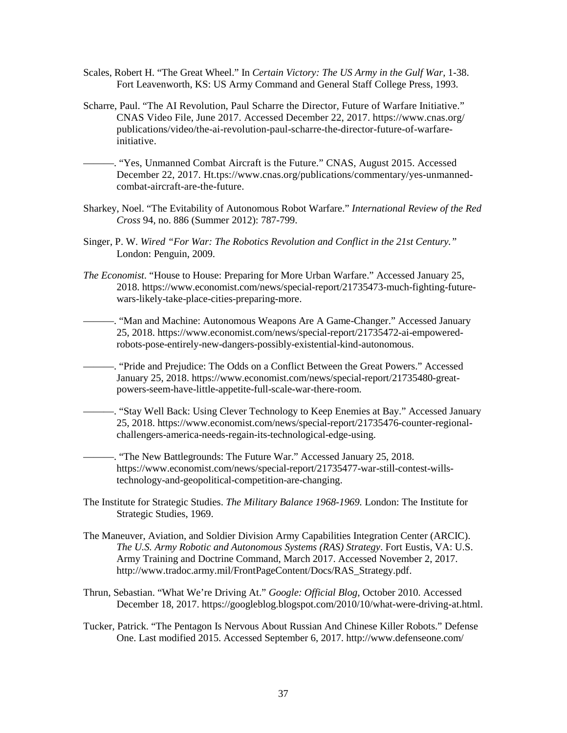Scales, Robert H. "The Great Wheel." In *Certain Victory: The US Army in the Gulf War*, 1-38. Fort Leavenworth, KS: US Army Command and General Staff College Press, 1993.

Scharre, Paul. "The AI Revolution, Paul Scharre the Director, Future of Warfare Initiative." CNAS Video File, June 2017. Accessed December 22, 2017. https://www.cnas.org/publications/video/the-ai-revolution-paul-scharre-the-director-future-of-warfare-initiative.

———. "Yes, Unmanned Combat Aircraft is the Future." CNAS, August 2015. Accessed December 22, 2017. Ht.tps://www.cnas.org/publications/commentary/yes-unmanned-combat-aircraft-are-the-future.

Sharkey, Noel. "The Evitability of Autonomous Robot Warfare." *International Review of the Red Cross* 94, no. 886 (Summer 2012): 787-799.

Singer, P. W. *Wired "For War: The Robotics Revolution and Conflict in the 21st Century."* London: Penguin, 2009.

*The Economist*. "House to House: Preparing for More Urban Warfare." Accessed January 25, 2018. https://www.economist.com/news/special-report/21735473-much-fighting-future-wars-likely-take-place-cities-preparing-more.

———. "Man and Machine: Autonomous Weapons Are A Game-Changer." Accessed January 25, 2018. https://www.economist.com/news/special-report/21735472-ai-empowered-robots-pose-entirely-new-dangers-possibly-existential-kind-autonomous.

———. "Pride and Prejudice: The Odds on a Conflict Between the Great Powers." Accessed January 25, 2018. https://www.economist.com/news/special-report/21735480-great-powers-seem-have-little-appetite-full-scale-war-there-room.

———. "Stay Well Back: Using Clever Technology to Keep Enemies at Bay." Accessed January 25, 2018. https://www.economist.com/news/special-report/21735476-counter-regional-challengers-america-needs-regain-its-technological-edge-using.

———. "The New Battlegrounds: The Future War." Accessed January 25, 2018. https://www.economist.com/news/special-report/21735477-war-still-contest-wills-technology-and-geopolitical-competition-are-changing.

The Institute for Strategic Studies. *The Military Balance 1968-1969.* London: The Institute for Strategic Studies, 1969.

The Maneuver, Aviation, and Soldier Division Army Capabilities Integration Center (ARCIC). *The U.S. Army Robotic and Autonomous Systems (RAS) Strategy*. Fort Eustis, VA: U.S. Army Training and Doctrine Command, March 2017. Accessed November 2, 2017. http://www.tradoc.army.mil/FrontPageContent/Docs/RAS_Strategy.pdf.

Thrun, Sebastian. "What We're Driving At." *Google: Official Blog*, October 2010. Accessed December 18, 2017. https://googleblog.blogspot.com/2010/10/what-were-driving-at.html.

Tucker, Patrick. "The Pentagon Is Nervous About Russian And Chinese Killer Robots." Defense One. Last modified 2015. Accessed September 6, 2017. http://www.defenseone.com/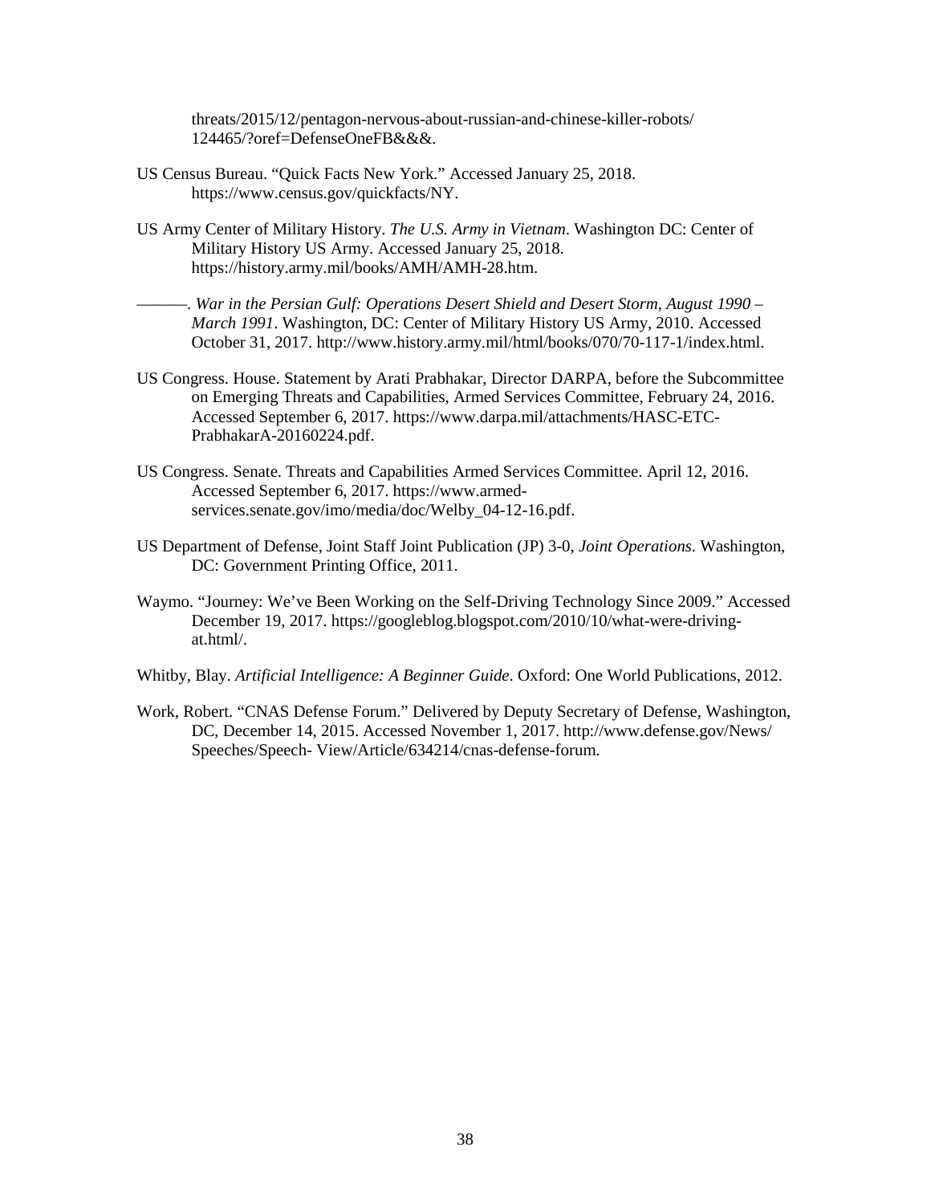threats/2015/12/pentagon-nervous-about-russian-and-chinese-killer-robots/124465/?oref=DefenseOneFB&&&.

US Census Bureau. "Quick Facts New York." Accessed January 25, 2018. https://www.census.gov/quickfacts/NY.

US Army Center of Military History. *The U.S. Army in Vietnam*. Washington DC: Center of Military History US Army. Accessed January 25, 2018. https://history.army.mil/books/AMH/AMH-28.htm.

———. *War in the Persian Gulf: Operations Desert Shield and Desert Storm, August 1990 – March 1991*. Washington, DC: Center of Military History US Army, 2010. Accessed October 31, 2017. http://www.history.army.mil/html/books/070/70-117-1/index.html.

US Congress. House. Statement by Arati Prabhakar, Director DARPA, before the Subcommittee on Emerging Threats and Capabilities, Armed Services Committee, February 24, 2016. Accessed September 6, 2017. https://www.darpa.mil/attachments/HASC-ETC-PrabhakarA-20160224.pdf.

US Congress. Senate. Threats and Capabilities Armed Services Committee. April 12, 2016. Accessed September 6, 2017. https://www.armed-services.senate.gov/imo/media/doc/Welby_04-12-16.pdf.

US Department of Defense, Joint Staff Joint Publication (JP) 3-0, *Joint Operations*. Washington, DC: Government Printing Office, 2011.

Waymo. "Journey: We've Been Working on the Self-Driving Technology Since 2009." Accessed December 19, 2017. https://googleblog.blogspot.com/2010/10/what-were-driving-at.html/.

Whitby, Blay. *Artificial Intelligence: A Beginner Guide*. Oxford: One World Publications, 2012.

Work, Robert. "CNAS Defense Forum." Delivered by Deputy Secretary of Defense, Washington, DC, December 14, 2015. Accessed November 1, 2017. http://www.defense.gov/News/Speeches/Speech- View/Article/634214/cnas-defense-forum.